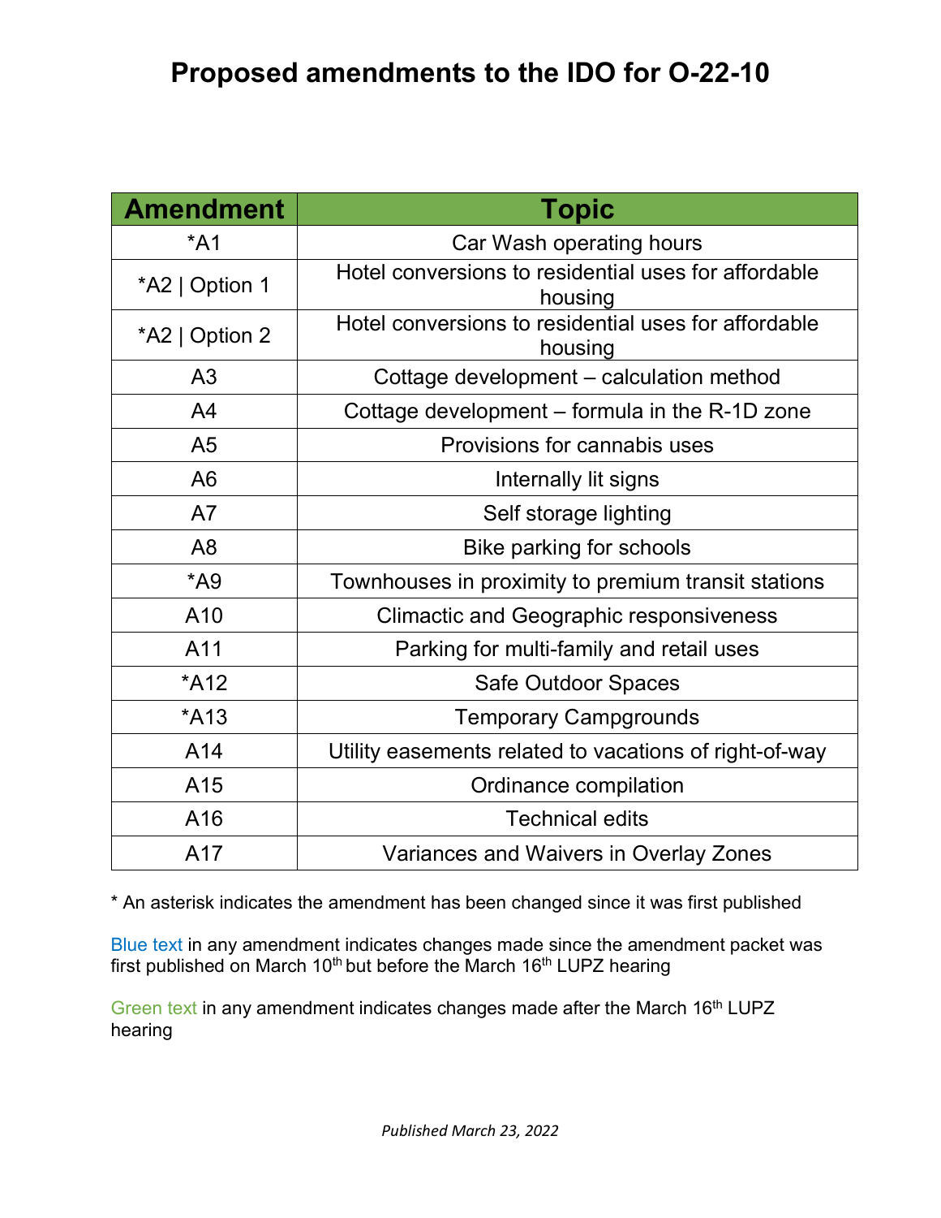# Proposed amendments to the IDO for O-22-10

| Amendment | Topic |
|---|---|
| *A1 | Car Wash operating hours |
| *A2 \| Option 1 | Hotel conversions to residential uses for affordable housing |
| *A2 \| Option 2 | Hotel conversions to residential uses for affordable housing |
| A3 | Cottage development – calculation method |
| A4 | Cottage development – formula in the R-1D zone |
| A5 | Provisions for cannabis uses |
| A6 | Internally lit signs |
| A7 | Self storage lighting |
| A8 | Bike parking for schools |
| *A9 | Townhouses in proximity to premium transit stations |
| A10 | Climactic and Geographic responsiveness |
| A11 | Parking for multi-family and retail uses |
| *A12 | Safe Outdoor Spaces |
| *A13 | Temporary Campgrounds |
| A14 | Utility easements related to vacations of right-of-way |
| A15 | Ordinance compilation |
| A16 | Technical edits |
| A17 | Variances and Waivers in Overlay Zones |

* An asterisk indicates the amendment has been changed since it was first published

Blue text in any amendment indicates changes made since the amendment packet was first published on March 10th but before the March 16th LUPZ hearing

Green text in any amendment indicates changes made after the March 16th LUPZ hearing

*Published March 23, 2022*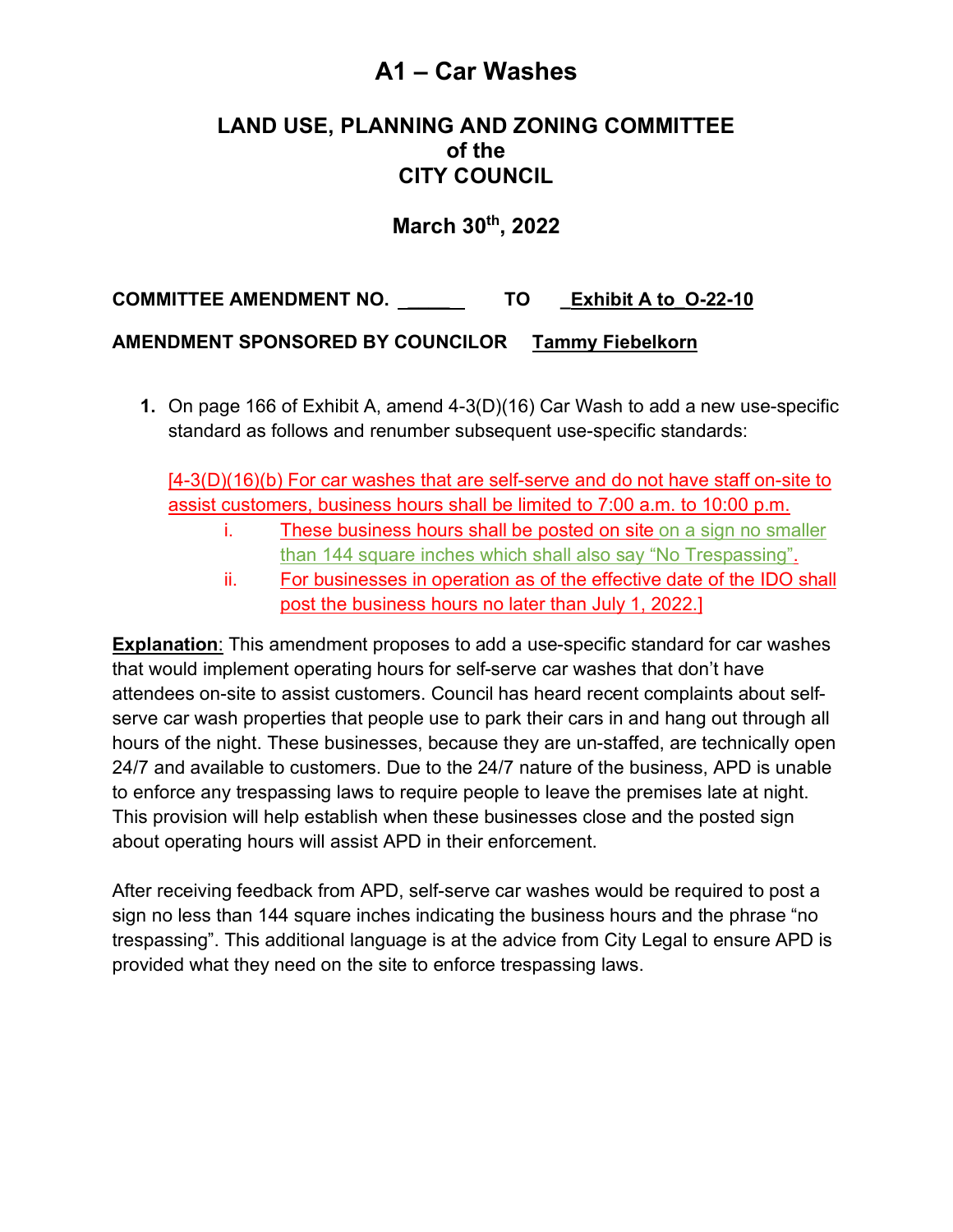# A1 – Car Washes

## LAND USE, PLANNING AND ZONING COMMITTEE of the CITY COUNCIL

## March 30th, 2022

**COMMITTEE AMENDMENT NO. ______ TO _Exhibit A to_O-22-10**

**AMENDMENT SPONSORED BY COUNCILOR Tammy Fiebelkorn**

1. On page 166 of Exhibit A, amend 4-3(D)(16) Car Wash to add a new use-specific standard as follows and renumber subsequent use-specific standards:

   [4-3(D)(16)(b) For car washes that are self-serve and do not have staff on-site to assist customers, business hours shall be limited to 7:00 a.m. to 10:00 p.m.
   
   i. These business hours shall be posted on site on a sign no smaller than 144 square inches which shall also say "No Trespassing".
   
   ii. For businesses in operation as of the effective date of the IDO shall post the business hours no later than July 1, 2022.]

**Explanation**: This amendment proposes to add a use-specific standard for car washes that would implement operating hours for self-serve car washes that don't have attendees on-site to assist customers. Council has heard recent complaints about self-serve car wash properties that people use to park their cars in and hang out through all hours of the night. These businesses, because they are un-staffed, are technically open 24/7 and available to customers. Due to the 24/7 nature of the business, APD is unable to enforce any trespassing laws to require people to leave the premises late at night. This provision will help establish when these businesses close and the posted sign about operating hours will assist APD in their enforcement.

After receiving feedback from APD, self-serve car washes would be required to post a sign no less than 144 square inches indicating the business hours and the phrase "no trespassing". This additional language is at the advice from City Legal to ensure APD is provided what they need on the site to enforce trespassing laws.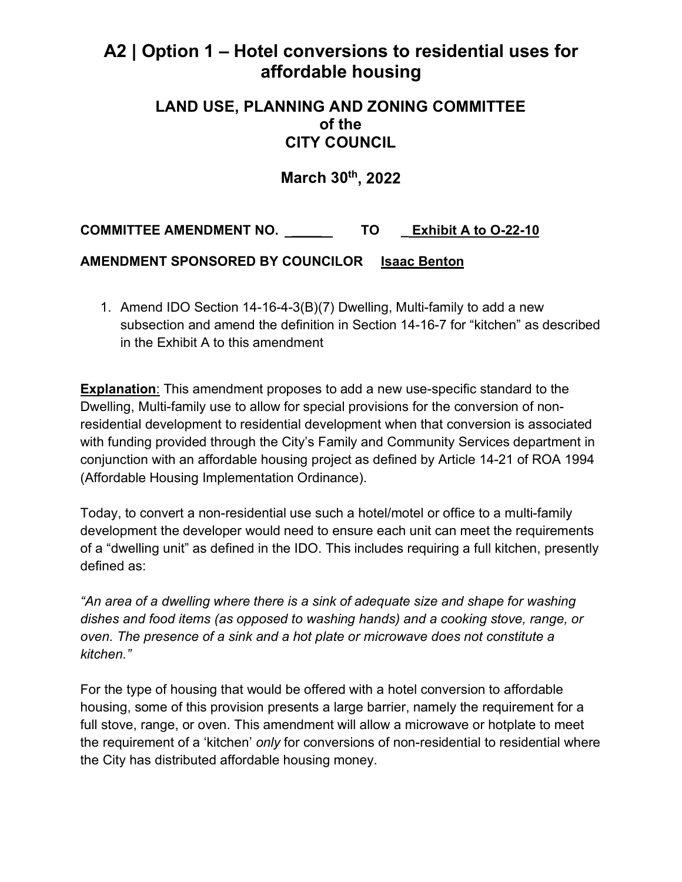# A2 | Option 1 – Hotel conversions to residential uses for affordable housing

## LAND USE, PLANNING AND ZONING COMMITTEE of the CITY COUNCIL

## March 30th, 2022

**COMMITTEE AMENDMENT NO. ______ TO Exhibit A to O-22-10**

**AMENDMENT SPONSORED BY COUNCILOR Isaac Benton**

1. Amend IDO Section 14-16-4-3(B)(7) Dwelling, Multi-family to add a new subsection and amend the definition in Section 14-16-7 for "kitchen" as described in the Exhibit A to this amendment

**Explanation**: This amendment proposes to add a new use-specific standard to the Dwelling, Multi-family use to allow for special provisions for the conversion of non-residential development to residential development when that conversion is associated with funding provided through the City's Family and Community Services department in conjunction with an affordable housing project as defined by Article 14-21 of ROA 1994 (Affordable Housing Implementation Ordinance).

Today, to convert a non-residential use such a hotel/motel or office to a multi-family development the developer would need to ensure each unit can meet the requirements of a "dwelling unit" as defined in the IDO. This includes requiring a full kitchen, presently defined as:

*"An area of a dwelling where there is a sink of adequate size and shape for washing dishes and food items (as opposed to washing hands) and a cooking stove, range, or oven. The presence of a sink and a hot plate or microwave does not constitute a kitchen."*

For the type of housing that would be offered with a hotel conversion to affordable housing, some of this provision presents a large barrier, namely the requirement for a full stove, range, or oven. This amendment will allow a microwave or hotplate to meet the requirement of a 'kitchen' *only* for conversions of non-residential to residential where the City has distributed affordable housing money.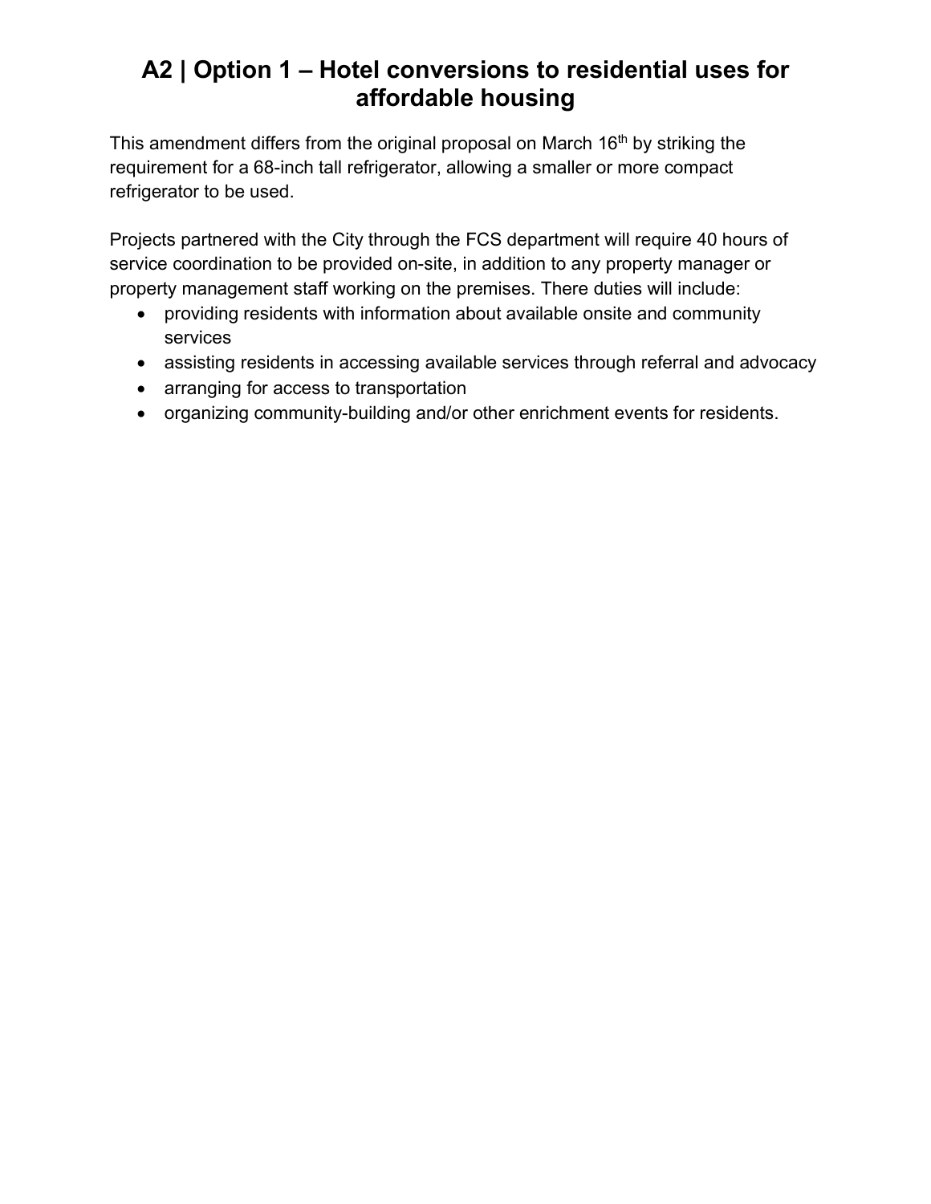# A2 | Option 1 – Hotel conversions to residential uses for affordable housing

This amendment differs from the original proposal on March 16th by striking the requirement for a 68-inch tall refrigerator, allowing a smaller or more compact refrigerator to be used.

Projects partnered with the City through the FCS department will require 40 hours of service coordination to be provided on-site, in addition to any property manager or property management staff working on the premises. There duties will include:

- providing residents with information about available onsite and community services
- assisting residents in accessing available services through referral and advocacy
- arranging for access to transportation
- organizing community-building and/or other enrichment events for residents.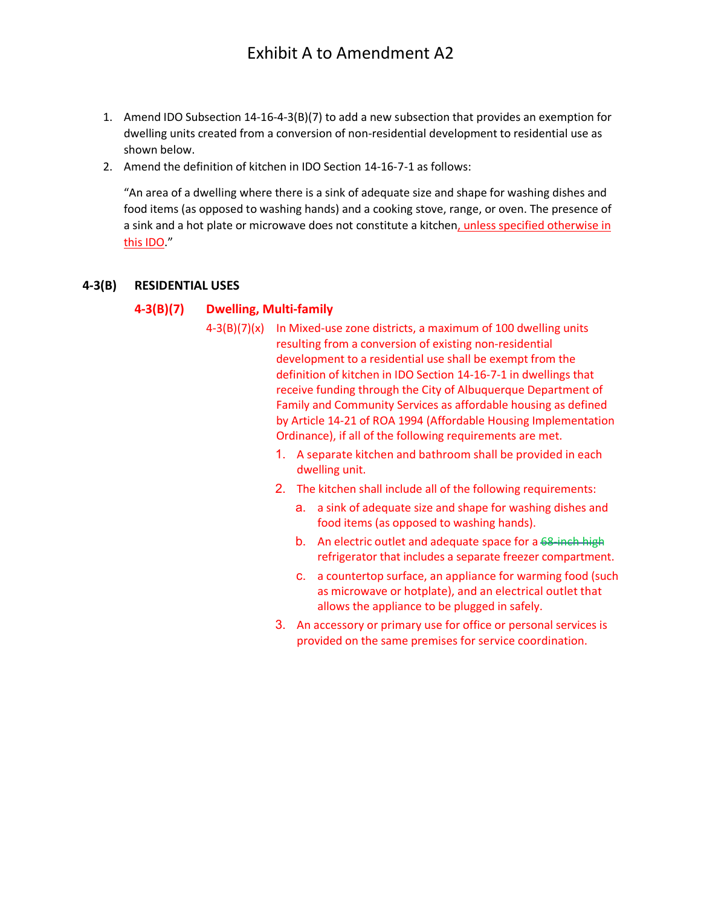# Exhibit A to Amendment A2

1. Amend IDO Subsection 14-16-4-3(B)(7) to add a new subsection that provides an exemption for dwelling units created from a conversion of non-residential development to residential use as shown below.
2. Amend the definition of kitchen in IDO Section 14-16-7-1 as follows:

   "An area of a dwelling where there is a sink of adequate size and shape for washing dishes and food items (as opposed to washing hands) and a cooking stove, range, or oven. The presence of a sink and a hot plate or microwave does not constitute a kitchen, unless specified otherwise in this IDO."

## 4-3(B) RESIDENTIAL USES

### 4-3(B)(7) Dwelling, Multi-family

4-3(B)(7)(x) In Mixed-use zone districts, a maximum of 100 dwelling units resulting from a conversion of existing non-residential development to a residential use shall be exempt from the definition of kitchen in IDO Section 14-16-7-1 in dwellings that receive funding through the City of Albuquerque Department of Family and Community Services as affordable housing as defined by Article 14-21 of ROA 1994 (Affordable Housing Implementation Ordinance), if all of the following requirements are met.

1. A separate kitchen and bathroom shall be provided in each dwelling unit.
2. The kitchen shall include all of the following requirements:
   a. a sink of adequate size and shape for washing dishes and food items (as opposed to washing hands).
   b. An electric outlet and adequate space for a ~~68-inch high~~ refrigerator that includes a separate freezer compartment.
   c. a countertop surface, an appliance for warming food (such as microwave or hotplate), and an electrical outlet that allows the appliance to be plugged in safely.
3. An accessory or primary use for office or personal services is provided on the same premises for service coordination.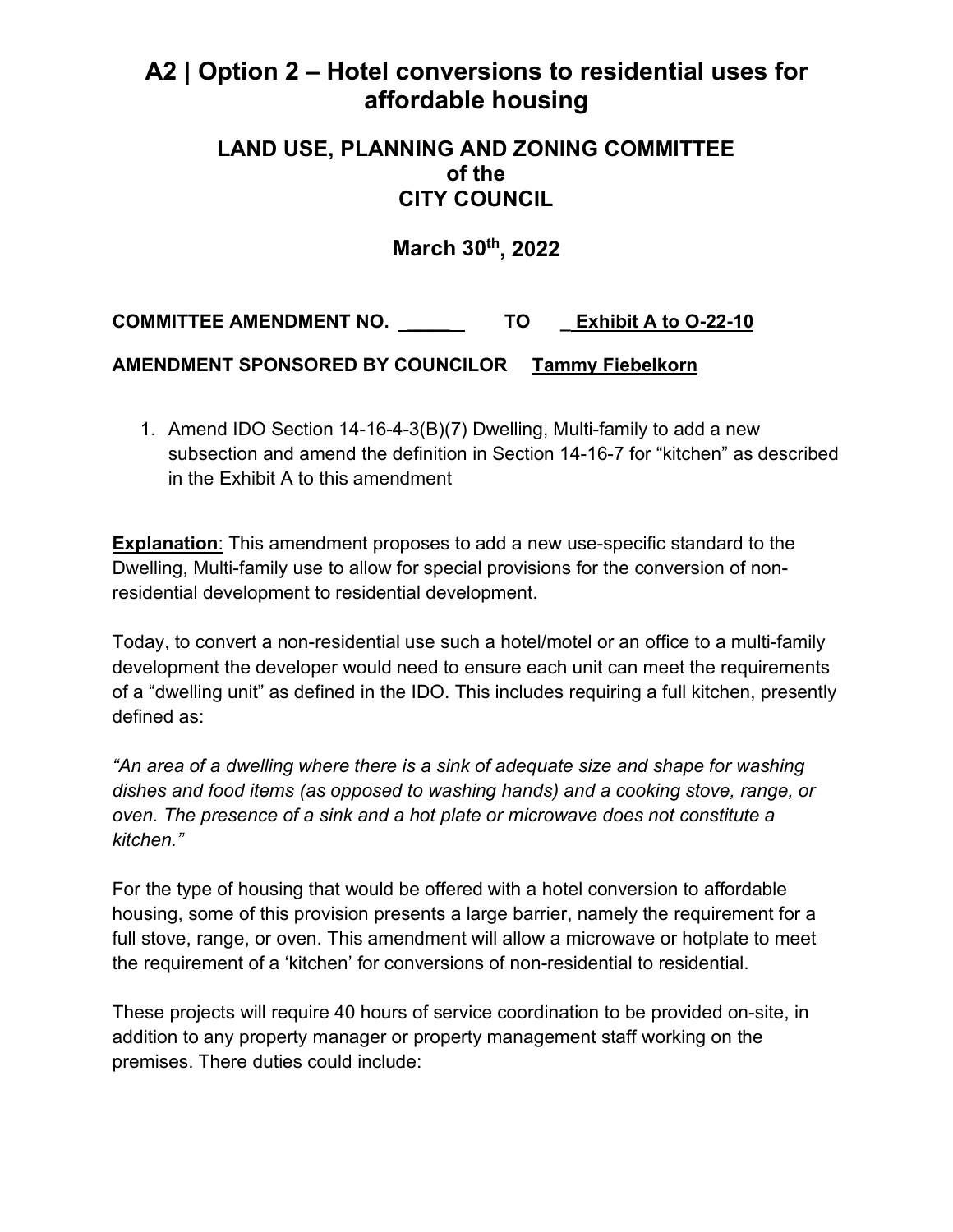# A2 | Option 2 – Hotel conversions to residential uses for affordable housing

## LAND USE, PLANNING AND ZONING COMMITTEE of the CITY COUNCIL

## March 30th, 2022

**COMMITTEE AMENDMENT NO. ______ TO _Exhibit A to O-22-10**

**AMENDMENT SPONSORED BY COUNCILOR Tammy Fiebelkorn**

1. Amend IDO Section 14-16-4-3(B)(7) Dwelling, Multi-family to add a new subsection and amend the definition in Section 14-16-7 for "kitchen" as described in the Exhibit A to this amendment

**Explanation**: This amendment proposes to add a new use-specific standard to the Dwelling, Multi-family use to allow for special provisions for the conversion of non-residential development to residential development.

Today, to convert a non-residential use such a hotel/motel or an office to a multi-family development the developer would need to ensure each unit can meet the requirements of a "dwelling unit" as defined in the IDO. This includes requiring a full kitchen, presently defined as:

*"An area of a dwelling where there is a sink of adequate size and shape for washing dishes and food items (as opposed to washing hands) and a cooking stove, range, or oven. The presence of a sink and a hot plate or microwave does not constitute a kitchen."*

For the type of housing that would be offered with a hotel conversion to affordable housing, some of this provision presents a large barrier, namely the requirement for a full stove, range, or oven. This amendment will allow a microwave or hotplate to meet the requirement of a 'kitchen' for conversions of non-residential to residential.

These projects will require 40 hours of service coordination to be provided on-site, in addition to any property manager or property management staff working on the premises. There duties could include: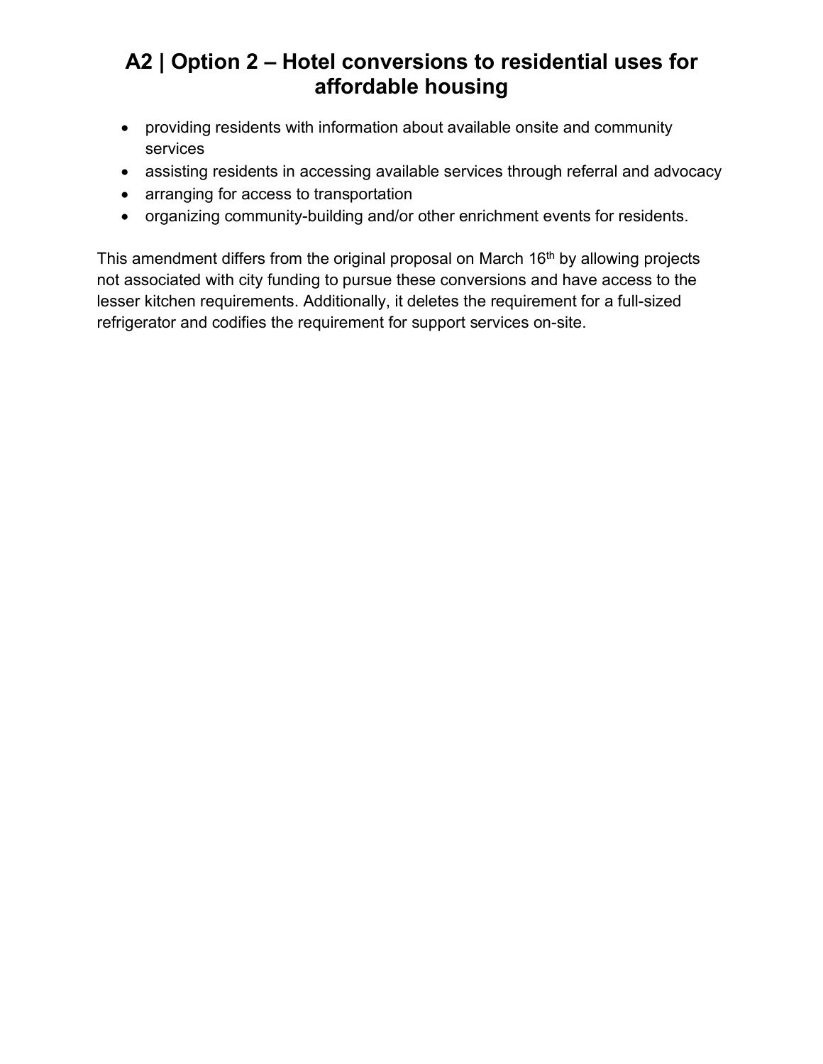# A2 | Option 2 – Hotel conversions to residential uses for affordable housing

- providing residents with information about available onsite and community services
- assisting residents in accessing available services through referral and advocacy
- arranging for access to transportation
- organizing community-building and/or other enrichment events for residents.

This amendment differs from the original proposal on March 16th by allowing projects not associated with city funding to pursue these conversions and have access to the lesser kitchen requirements. Additionally, it deletes the requirement for a full-sized refrigerator and codifies the requirement for support services on-site.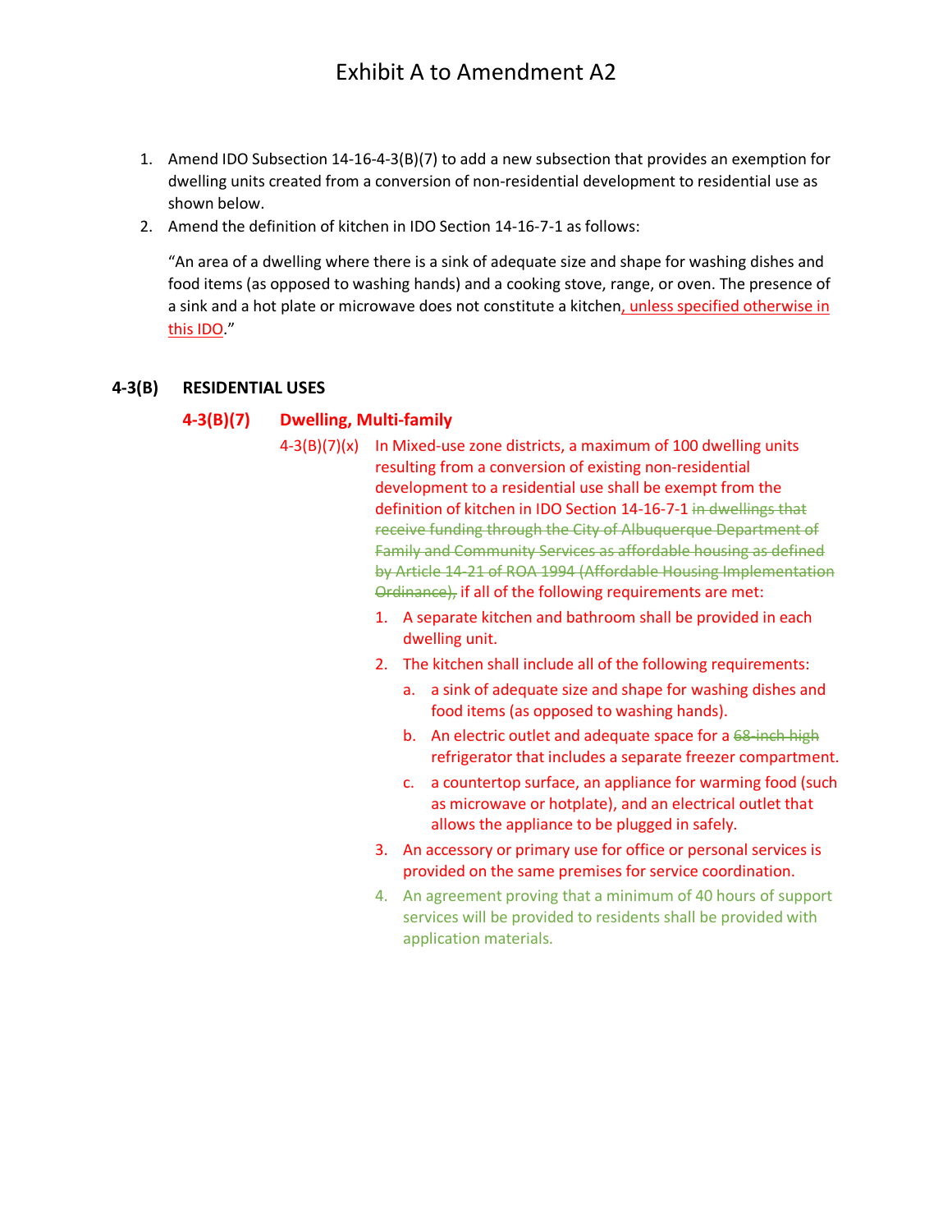# Exhibit A to Amendment A2

1. Amend IDO Subsection 14-16-4-3(B)(7) to add a new subsection that provides an exemption for dwelling units created from a conversion of non-residential development to residential use as shown below.
2. Amend the definition of kitchen in IDO Section 14-16-7-1 as follows:

   "An area of a dwelling where there is a sink of adequate size and shape for washing dishes and food items (as opposed to washing hands) and a cooking stove, range, or oven. The presence of a sink and a hot plate or microwave does not constitute a kitchen, unless specified otherwise in this IDO."

## 4-3(B) RESIDENTIAL USES

### 4-3(B)(7) Dwelling, Multi-family

4-3(B)(7)(x) In Mixed-use zone districts, a maximum of 100 dwelling units resulting from a conversion of existing non-residential development to a residential use shall be exempt from the definition of kitchen in IDO Section 14-16-7-1 ~~in dwellings that receive funding through the City of Albuquerque Department of Family and Community Services as affordable housing as defined by Article 14-21 of ROA 1994 (Affordable Housing Implementation Ordinance),~~ if all of the following requirements are met:

1. A separate kitchen and bathroom shall be provided in each dwelling unit.
2. The kitchen shall include all of the following requirements:
   a. a sink of adequate size and shape for washing dishes and food items (as opposed to washing hands).
   b. An electric outlet and adequate space for a ~~68-inch high~~ refrigerator that includes a separate freezer compartment.
   c. a countertop surface, an appliance for warming food (such as microwave or hotplate), and an electrical outlet that allows the appliance to be plugged in safely.
3. An accessory or primary use for office or personal services is provided on the same premises for service coordination.
4. An agreement proving that a minimum of 40 hours of support services will be provided to residents shall be provided with application materials.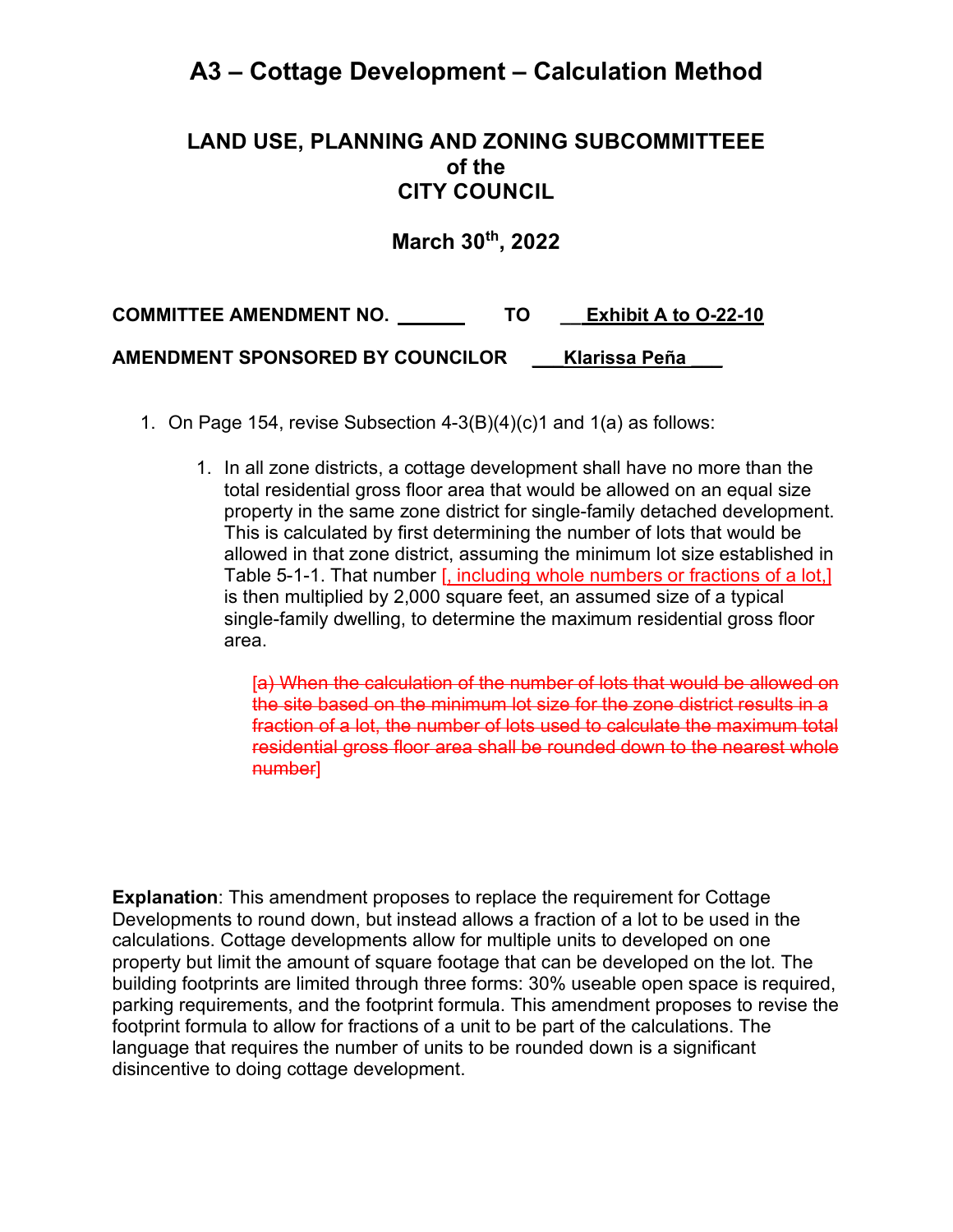# A3 – Cottage Development – Calculation Method

## LAND USE, PLANNING AND ZONING SUBCOMMITTEEE of the CITY COUNCIL

### March 30th, 2022

**COMMITTEE AMENDMENT NO. \_\_\_\_\_\_ TO \_\_Exhibit A to O-22-10**

**AMENDMENT SPONSORED BY COUNCILOR \_\_\_Klarissa Peña\_\_\_**

1. On Page 154, revise Subsection 4-3(B)(4)(c)1 and 1(a) as follows:

   1. In all zone districts, a cottage development shall have no more than the total residential gross floor area that would be allowed on an equal size property in the same zone district for single-family detached development. This is calculated by first determining the number of lots that would be allowed in that zone district, assuming the minimum lot size established in Table 5-1-1. That number [, including whole numbers or fractions of a lot,] is then multiplied by 2,000 square feet, an assumed size of a typical single-family dwelling, to determine the maximum residential gross floor area.

      [~~(a) When the calculation of the number of lots that would be allowed on the site based on the minimum lot size for the zone district results in a fraction of a lot, the number of lots used to calculate the maximum total residential gross floor area shall be rounded down to the nearest whole number~~]

**Explanation**: This amendment proposes to replace the requirement for Cottage Developments to round down, but instead allows a fraction of a lot to be used in the calculations. Cottage developments allow for multiple units to developed on one property but limit the amount of square footage that can be developed on the lot. The building footprints are limited through three forms: 30% useable open space is required, parking requirements, and the footprint formula. This amendment proposes to revise the footprint formula to allow for fractions of a unit to be part of the calculations. The language that requires the number of units to be rounded down is a significant disincentive to doing cottage development.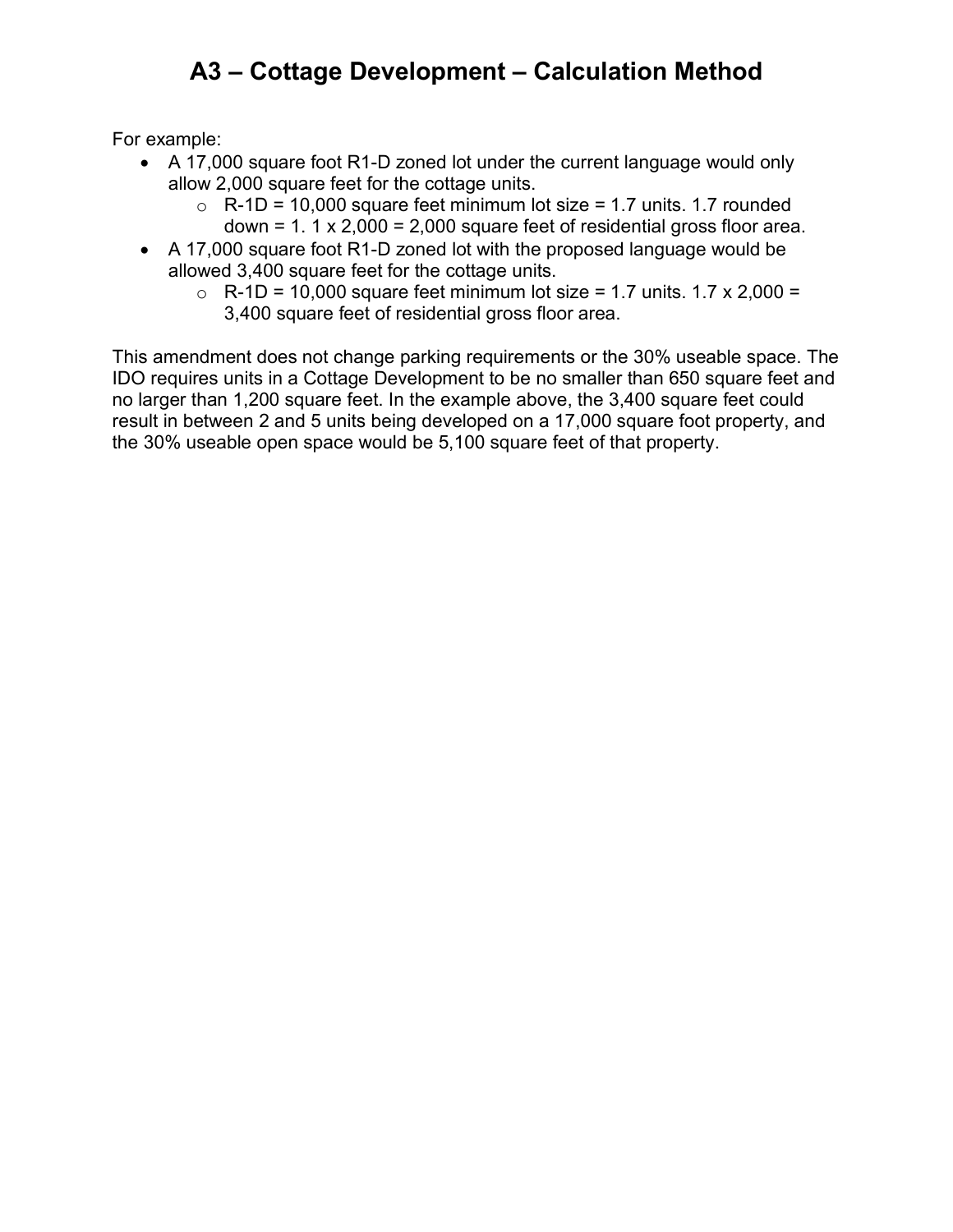# A3 – Cottage Development – Calculation Method

For example:

- A 17,000 square foot R1-D zoned lot under the current language would only allow 2,000 square feet for the cottage units.
  - R-1D = 10,000 square feet minimum lot size = 1.7 units. 1.7 rounded down = 1. 1 x 2,000 = 2,000 square feet of residential gross floor area.
- A 17,000 square foot R1-D zoned lot with the proposed language would be allowed 3,400 square feet for the cottage units.
  - R-1D = 10,000 square feet minimum lot size = 1.7 units. 1.7 x 2,000 = 3,400 square feet of residential gross floor area.

This amendment does not change parking requirements or the 30% useable space. The IDO requires units in a Cottage Development to be no smaller than 650 square feet and no larger than 1,200 square feet. In the example above, the 3,400 square feet could result in between 2 and 5 units being developed on a 17,000 square foot property, and the 30% useable open space would be 5,100 square feet of that property.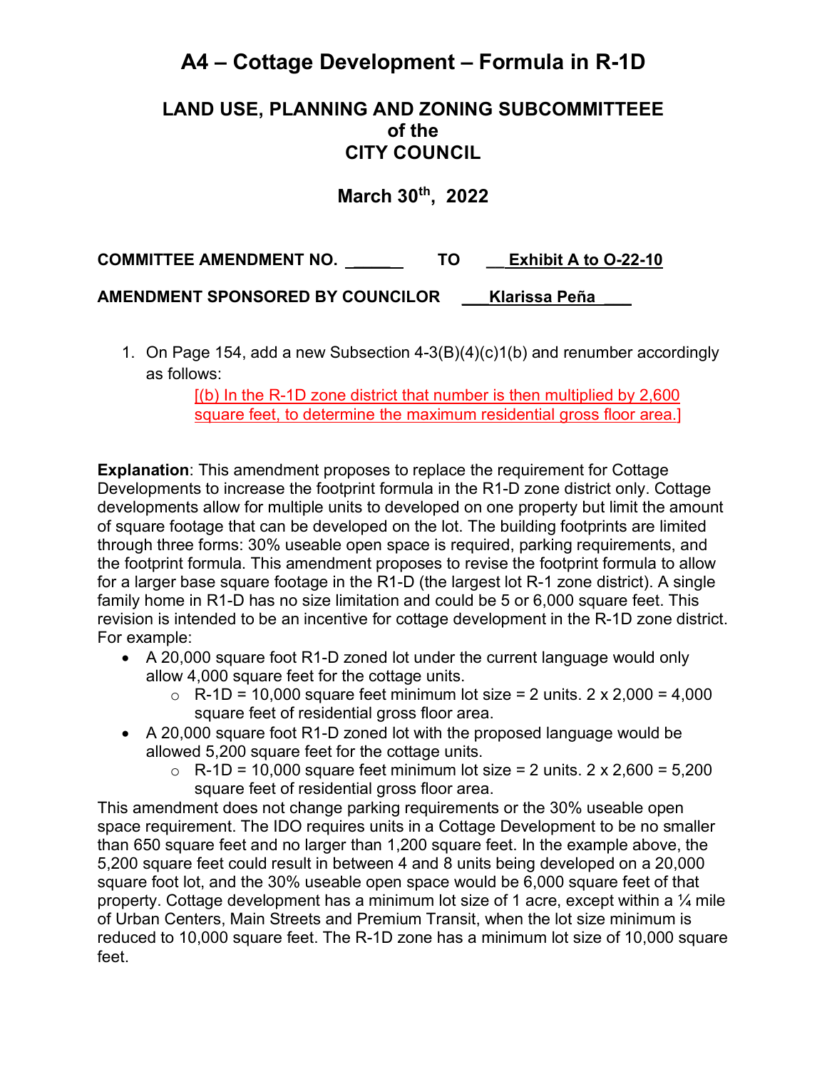# A4 – Cottage Development – Formula in R-1D

## LAND USE, PLANNING AND ZONING SUBCOMMITTEEE of the CITY COUNCIL

## March 30th, 2022

**COMMITTEE AMENDMENT NO. ______ TO Exhibit A to O-22-10**

**AMENDMENT SPONSORED BY COUNCILOR Klarissa Peña**

1. On Page 154, add a new Subsection 4-3(B)(4)(c)1(b) and renumber accordingly as follows:

   [(b) In the R-1D zone district that number is then multiplied by 2,600 square feet, to determine the maximum residential gross floor area.]

**Explanation**: This amendment proposes to replace the requirement for Cottage Developments to increase the footprint formula in the R1-D zone district only. Cottage developments allow for multiple units to developed on one property but limit the amount of square footage that can be developed on the lot. The building footprints are limited through three forms: 30% useable open space is required, parking requirements, and the footprint formula. This amendment proposes to revise the footprint formula to allow for a larger base square footage in the R1-D (the largest lot R-1 zone district). A single family home in R1-D has no size limitation and could be 5 or 6,000 square feet. This revision is intended to be an incentive for cottage development in the R-1D zone district. For example:

- A 20,000 square foot R1-D zoned lot under the current language would only allow 4,000 square feet for the cottage units.
  - R-1D = 10,000 square feet minimum lot size = 2 units. 2 x 2,000 = 4,000 square feet of residential gross floor area.
- A 20,000 square foot R1-D zoned lot with the proposed language would be allowed 5,200 square feet for the cottage units.
  - R-1D = 10,000 square feet minimum lot size = 2 units. 2 x 2,600 = 5,200 square feet of residential gross floor area.

This amendment does not change parking requirements or the 30% useable open space requirement. The IDO requires units in a Cottage Development to be no smaller than 650 square feet and no larger than 1,200 square feet. In the example above, the 5,200 square feet could result in between 4 and 8 units being developed on a 20,000 square foot lot, and the 30% useable open space would be 6,000 square feet of that property. Cottage development has a minimum lot size of 1 acre, except within a ¼ mile of Urban Centers, Main Streets and Premium Transit, when the lot size minimum is reduced to 10,000 square feet. The R-1D zone has a minimum lot size of 10,000 square feet.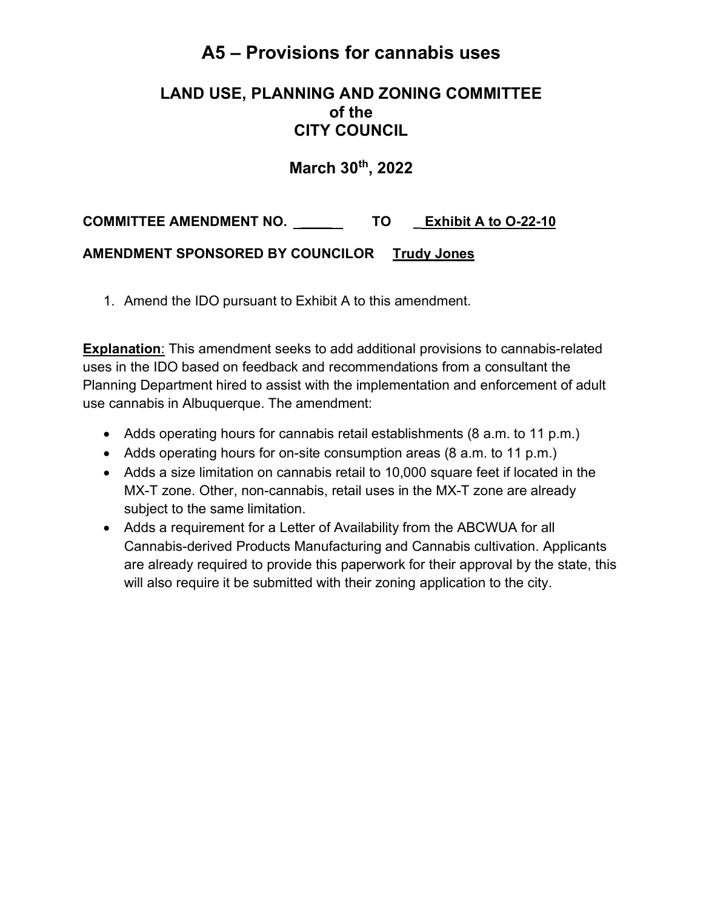# A5 – Provisions for cannabis uses

## LAND USE, PLANNING AND ZONING COMMITTEE of the CITY COUNCIL

## March 30th, 2022

**COMMITTEE AMENDMENT NO. ______ TO _Exhibit A to O-22-10**

**AMENDMENT SPONSORED BY COUNCILOR Trudy Jones**

1. Amend the IDO pursuant to Exhibit A to this amendment.

**Explanation**: This amendment seeks to add additional provisions to cannabis-related uses in the IDO based on feedback and recommendations from a consultant the Planning Department hired to assist with the implementation and enforcement of adult use cannabis in Albuquerque. The amendment:

- Adds operating hours for cannabis retail establishments (8 a.m. to 11 p.m.)
- Adds operating hours for on-site consumption areas (8 a.m. to 11 p.m.)
- Adds a size limitation on cannabis retail to 10,000 square feet if located in the MX-T zone. Other, non-cannabis, retail uses in the MX-T zone are already subject to the same limitation.
- Adds a requirement for a Letter of Availability from the ABCWUA for all Cannabis-derived Products Manufacturing and Cannabis cultivation. Applicants are already required to provide this paperwork for their approval by the state, this will also require it be submitted with their zoning application to the city.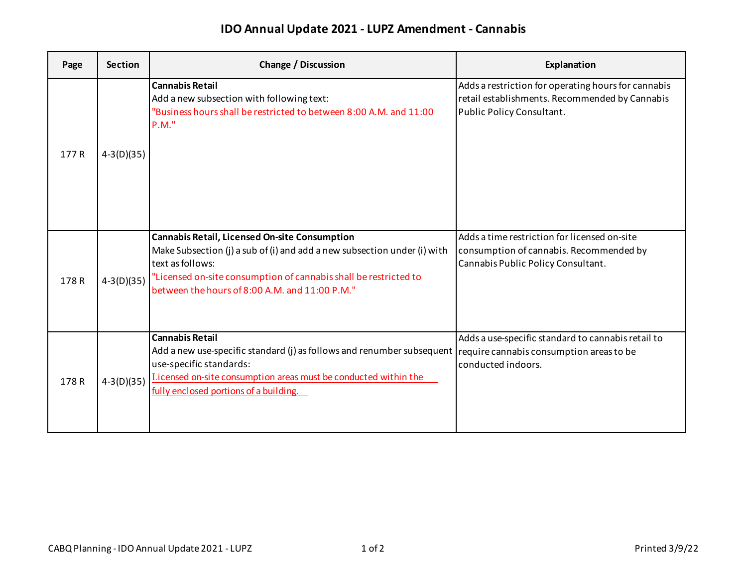# IDO Annual Update 2021 - LUPZ Amendment - Cannabis

| Page | Section | Change / Discussion | Explanation |
|---|---|---|---|
| 177 R | 4-3(D)(35) | **Cannabis Retail**<br>Add a new subsection with following text:<br>"Business hours shall be restricted to between 8:00 A.M. and 11:00 P.M." | Adds a restriction for operating hours for cannabis retail establishments. Recommended by Cannabis Public Policy Consultant. |
| 178 R | 4-3(D)(35) | **Cannabis Retail, Licensed On-site Consumption**<br>Make Subsection (j) a sub of (i) and add a new subsection under (i) with text as follows:<br>"Licensed on-site consumption of cannabis shall be restricted to between the hours of 8:00 A.M. and 11:00 P.M." | Adds a time restriction for licensed on-site consumption of cannabis. Recommended by Cannabis Public Policy Consultant. |
| 178 R | 4-3(D)(35) | **Cannabis Retail**<br>Add a new use-specific standard (j) as follows and renumber subsequent use-specific standards:<br><u>Licensed on-site consumption areas must be conducted within the fully enclosed portions of a building.</u> | Adds a use-specific standard to cannabis retail to require cannabis consumption areas to be conducted indoors. |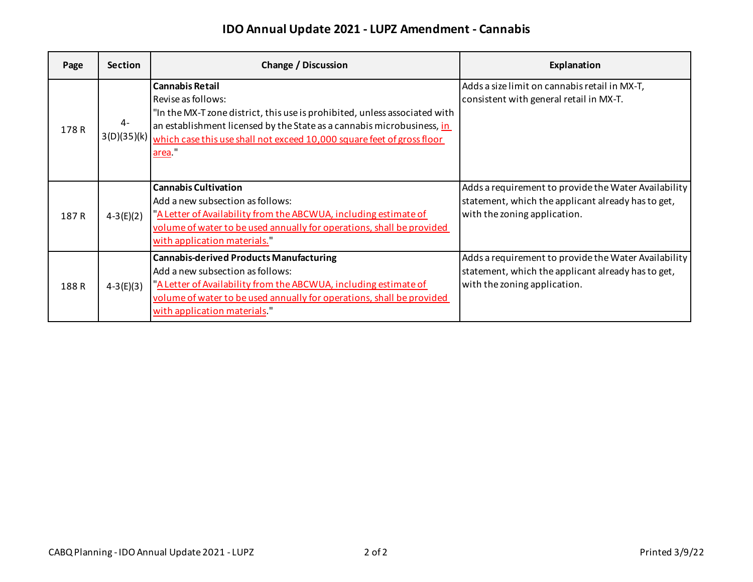# IDO Annual Update 2021 - LUPZ Amendment - Cannabis

| Page | Section | Change / Discussion | Explanation |
| --- | --- | --- | --- |
| 178 R | 4-3(D)(35)(k) | **Cannabis Retail**<br>Revise as follows:<br>"In the MX-T zone district, this use is prohibited, unless associated with an establishment licensed by the State as a cannabis microbusiness, <u>in which case this use shall not exceed 10,000 square feet of gross floor area</u>." | Adds a size limit on cannabis retail in MX-T, consistent with general retail in MX-T. |
| 187 R | 4-3(E)(2) | **Cannabis Cultivation**<br>Add a new subsection as follows:<br>"<u>A Letter of Availability from the ABCWUA, including estimate of volume of water to be used annually for operations, shall be provided with application materials.</u>" | Adds a requirement to provide the Water Availability statement, which the applicant already has to get, with the zoning application. |
| 188 R | 4-3(E)(3) | **Cannabis-derived Products Manufacturing**<br>Add a new subsection as follows:<br>"<u>A Letter of Availability from the ABCWUA, including estimate of volume of water to be used annually for operations, shall be provided with application materials</u>." | Adds a requirement to provide the Water Availability statement, which the applicant already has to get, with the zoning application. |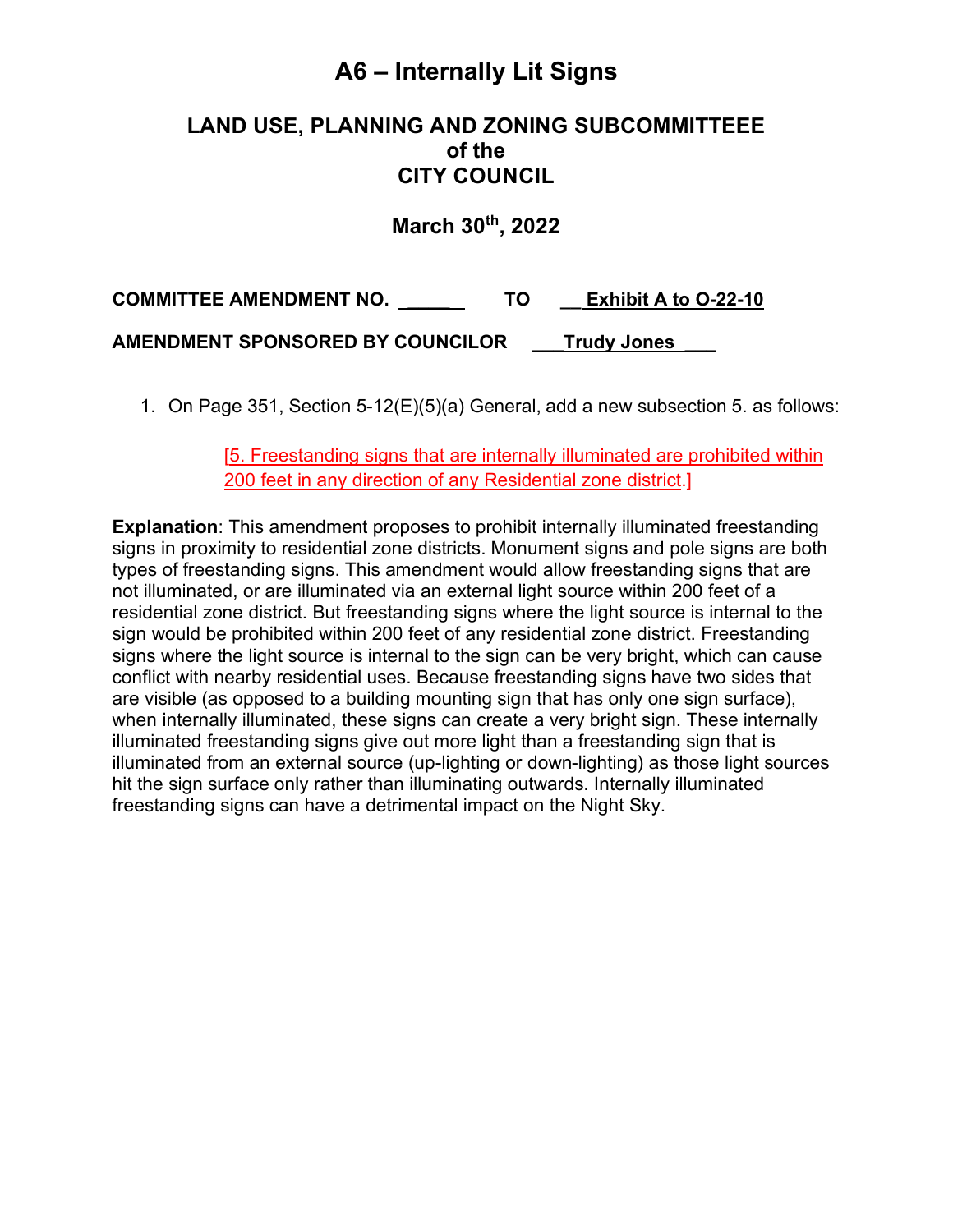# A6 – Internally Lit Signs

## LAND USE, PLANNING AND ZONING SUBCOMMITTEEE of the CITY COUNCIL

## March 30th, 2022

**COMMITTEE AMENDMENT NO. \_\_\_\_\_\_ TO \_\_Exhibit A to O-22-10**

**AMENDMENT SPONSORED BY COUNCILOR \_\_\_Trudy Jones \_\_\_**

1. On Page 351, Section 5-12(E)(5)(a) General, add a new subsection 5. as follows:

   [5. Freestanding signs that are internally illuminated are prohibited within 200 feet in any direction of any Residential zone district.]

**Explanation**: This amendment proposes to prohibit internally illuminated freestanding signs in proximity to residential zone districts. Monument signs and pole signs are both types of freestanding signs. This amendment would allow freestanding signs that are not illuminated, or are illuminated via an external light source within 200 feet of a residential zone district. But freestanding signs where the light source is internal to the sign would be prohibited within 200 feet of any residential zone district. Freestanding signs where the light source is internal to the sign can be very bright, which can cause conflict with nearby residential uses. Because freestanding signs have two sides that are visible (as opposed to a building mounting sign that has only one sign surface), when internally illuminated, these signs can create a very bright sign. These internally illuminated freestanding signs give out more light than a freestanding sign that is illuminated from an external source (up-lighting or down-lighting) as those light sources hit the sign surface only rather than illuminating outwards. Internally illuminated freestanding signs can have a detrimental impact on the Night Sky.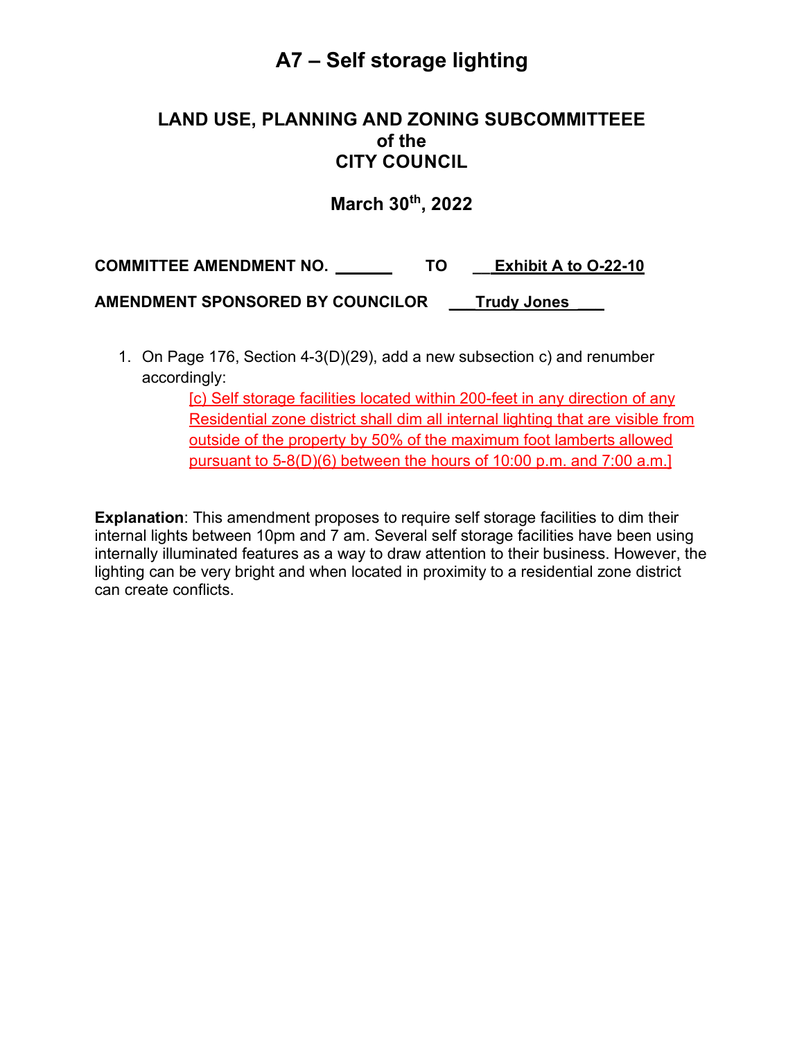# A7 – Self storage lighting

## LAND USE, PLANNING AND ZONING SUBCOMMITTEEE of the CITY COUNCIL

## March 30th, 2022

**COMMITTEE AMENDMENT NO. \_\_\_\_\_\_ TO \_\_Exhibit A to O-22-10**

**AMENDMENT SPONSORED BY COUNCILOR \_\_\_Trudy Jones \_\_\_**

1. On Page 176, Section 4-3(D)(29), add a new subsection c) and renumber accordingly:

   [c) Self storage facilities located within 200-feet in any direction of any Residential zone district shall dim all internal lighting that are visible from outside of the property by 50% of the maximum foot lamberts allowed pursuant to 5-8(D)(6) between the hours of 10:00 p.m. and 7:00 a.m.]

**Explanation**: This amendment proposes to require self storage facilities to dim their internal lights between 10pm and 7 am. Several self storage facilities have been using internally illuminated features as a way to draw attention to their business. However, the lighting can be very bright and when located in proximity to a residential zone district can create conflicts.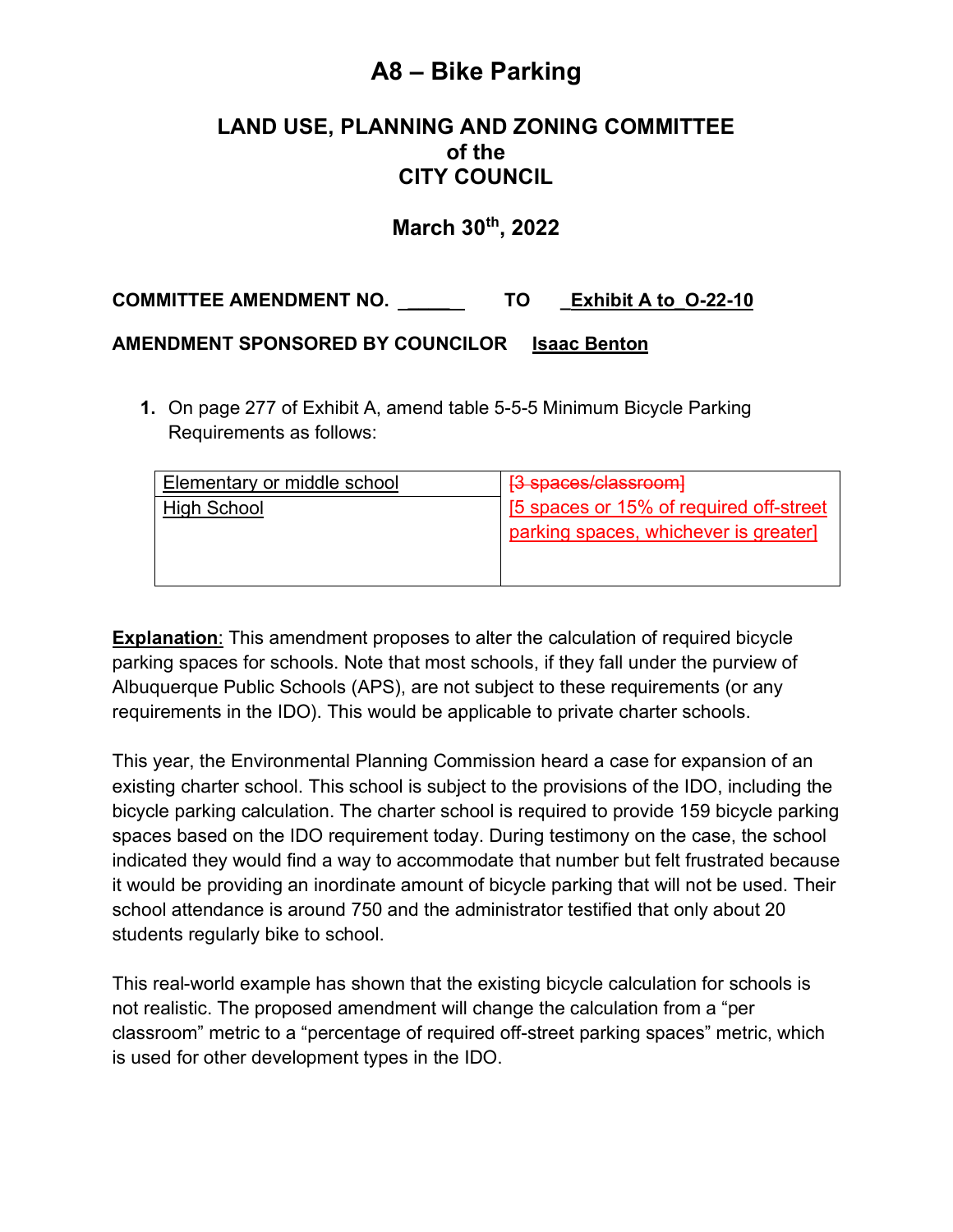# A8 – Bike Parking

## LAND USE, PLANNING AND ZONING COMMITTEE
## of the
## CITY COUNCIL

## March 30th, 2022

**COMMITTEE AMENDMENT NO. \_\_\_\_\_\_ TO Exhibit A to O-22-10**

**AMENDMENT SPONSORED BY COUNCILOR Isaac Benton**

1. On page 277 of Exhibit A, amend table 5-5-5 Minimum Bicycle Parking Requirements as follows:

| Elementary or middle school | ~~[3 spaces/classroom]~~ |
|---|---|
| High School | [5 spaces or 15% of required off-street parking spaces, whichever is greater] |

**Explanation**: This amendment proposes to alter the calculation of required bicycle parking spaces for schools. Note that most schools, if they fall under the purview of Albuquerque Public Schools (APS), are not subject to these requirements (or any requirements in the IDO). This would be applicable to private charter schools.

This year, the Environmental Planning Commission heard a case for expansion of an existing charter school. This school is subject to the provisions of the IDO, including the bicycle parking calculation. The charter school is required to provide 159 bicycle parking spaces based on the IDO requirement today. During testimony on the case, the school indicated they would find a way to accommodate that number but felt frustrated because it would be providing an inordinate amount of bicycle parking that will not be used. Their school attendance is around 750 and the administrator testified that only about 20 students regularly bike to school.

This real-world example has shown that the existing bicycle calculation for schools is not realistic. The proposed amendment will change the calculation from a "per classroom" metric to a "percentage of required off-street parking spaces" metric, which is used for other development types in the IDO.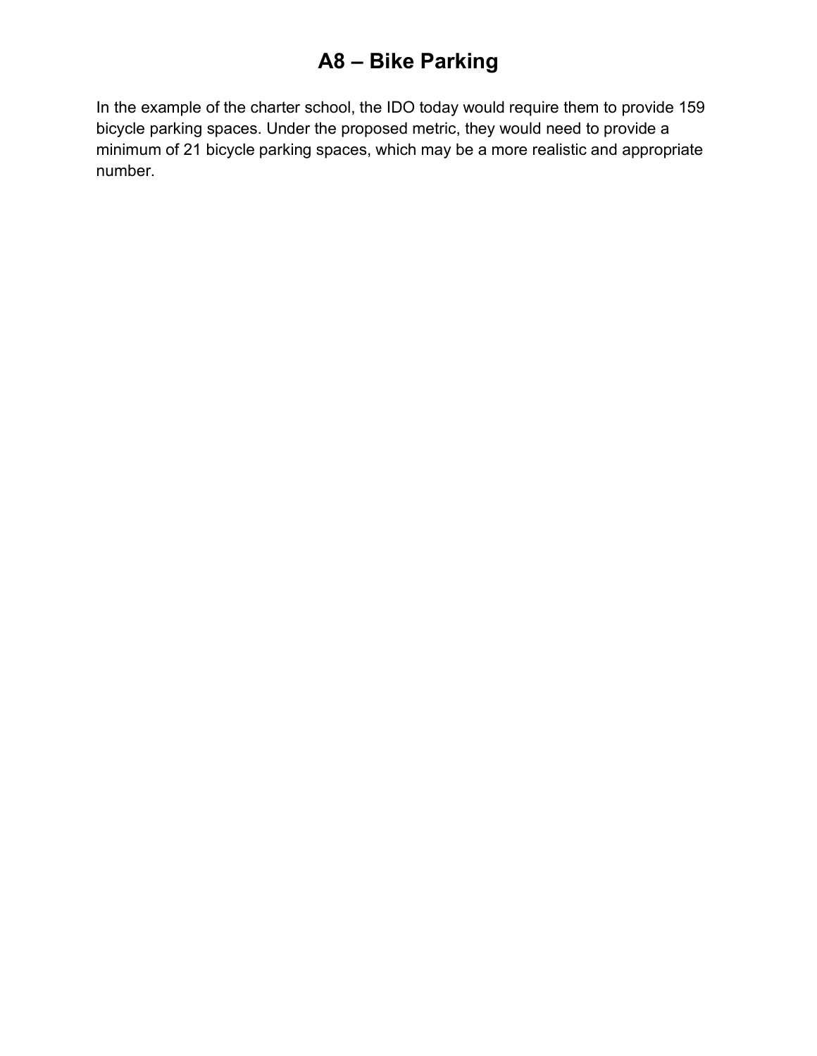# A8 – Bike Parking

In the example of the charter school, the IDO today would require them to provide 159 bicycle parking spaces. Under the proposed metric, they would need to provide a minimum of 21 bicycle parking spaces, which may be a more realistic and appropriate number.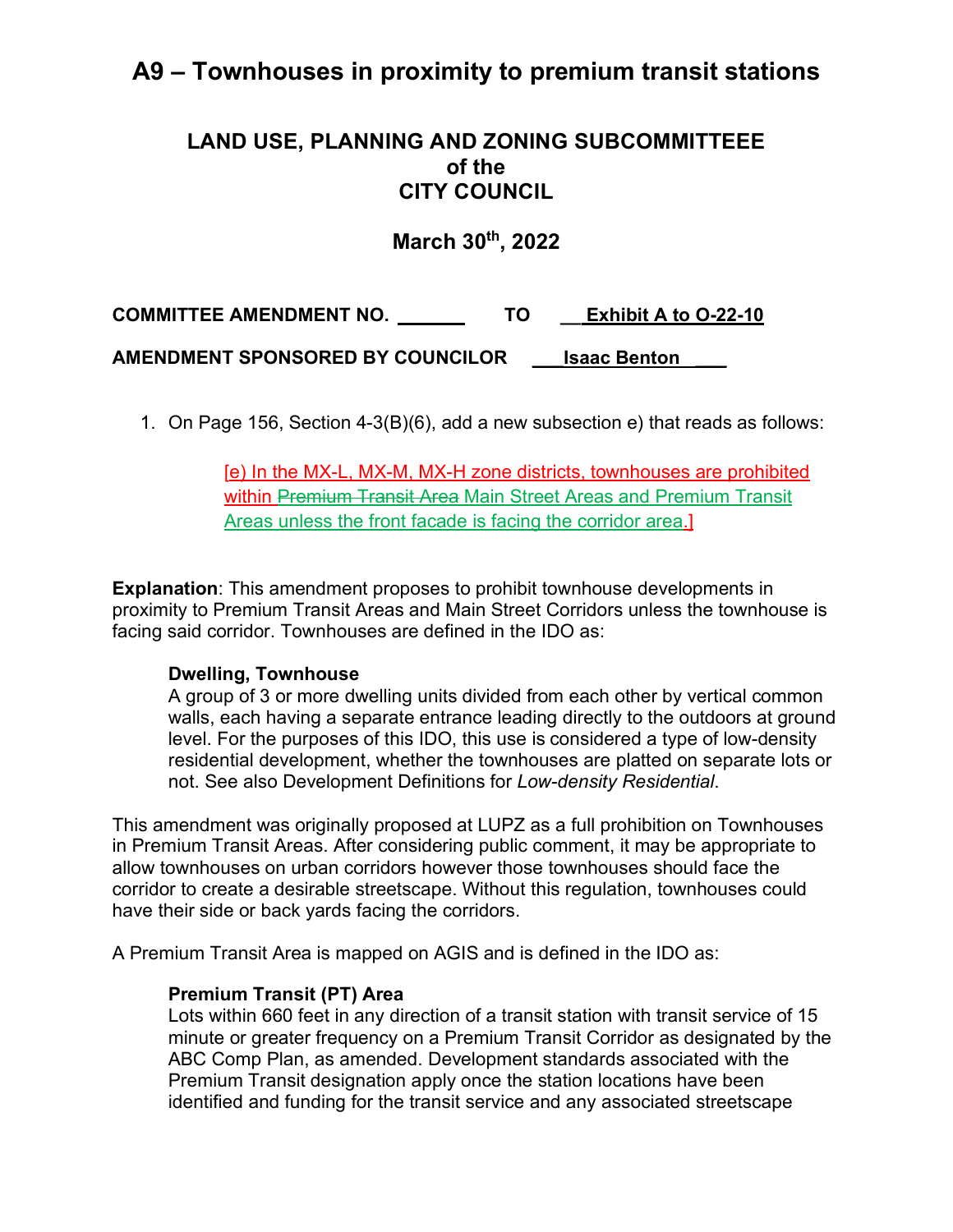# A9 – Townhouses in proximity to premium transit stations

## LAND USE, PLANNING AND ZONING SUBCOMMITTEEE of the CITY COUNCIL

## March 30th, 2022

**COMMITTEE AMENDMENT NO. ______ TO __Exhibit A to O-22-10**

**AMENDMENT SPONSORED BY COUNCILOR ___Isaac Benton ___**

1. On Page 156, Section 4-3(B)(6), add a new subsection e) that reads as follows:

   [e) In the MX-L, MX-M, MX-H zone districts, townhouses are prohibited within ~~Premium Transit Area~~ Main Street Areas and Premium Transit Areas unless the front facade is facing the corridor area.]

**Explanation**: This amendment proposes to prohibit townhouse developments in proximity to Premium Transit Areas and Main Street Corridors unless the townhouse is facing said corridor. Townhouses are defined in the IDO as:

> **Dwelling, Townhouse**
> A group of 3 or more dwelling units divided from each other by vertical common walls, each having a separate entrance leading directly to the outdoors at ground level. For the purposes of this IDO, this use is considered a type of low-density residential development, whether the townhouses are platted on separate lots or not. See also Development Definitions for *Low-density Residential*.

This amendment was originally proposed at LUPZ as a full prohibition on Townhouses in Premium Transit Areas. After considering public comment, it may be appropriate to allow townhouses on urban corridors however those townhouses should face the corridor to create a desirable streetscape. Without this regulation, townhouses could have their side or back yards facing the corridors.

A Premium Transit Area is mapped on AGIS and is defined in the IDO as:

> **Premium Transit (PT) Area**
> Lots within 660 feet in any direction of a transit station with transit service of 15 minute or greater frequency on a Premium Transit Corridor as designated by the ABC Comp Plan, as amended. Development standards associated with the Premium Transit designation apply once the station locations have been identified and funding for the transit service and any associated streetscape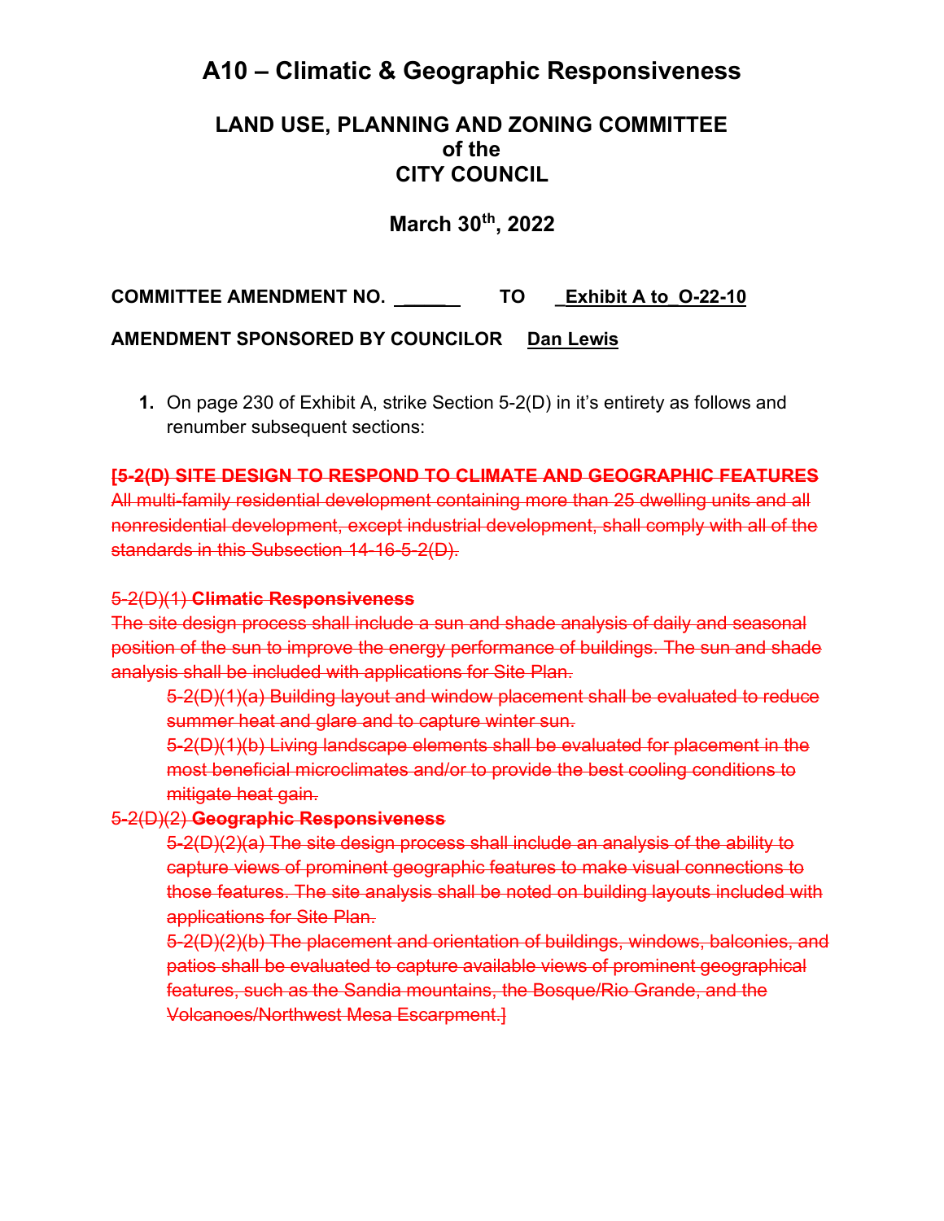# A10 – Climatic & Geographic Responsiveness

## LAND USE, PLANNING AND ZONING COMMITTEE of the CITY COUNCIL

## March 30th, 2022

**COMMITTEE AMENDMENT NO. _____ TO _Exhibit A to O-22-10**

**AMENDMENT SPONSORED BY COUNCILOR Dan Lewis**

1. On page 230 of Exhibit A, strike Section 5-2(D) in it's entirety as follows and renumber subsequent sections:

~~**[5-2(D) SITE DESIGN TO RESPOND TO CLIMATE AND GEOGRAPHIC FEATURES**~~
~~All multi-family residential development containing more than 25 dwelling units and all nonresidential development, except industrial development, shall comply with all of the standards in this Subsection 14-16-5-2(D).~~

~~5-2(D)(1) **Climatic Responsiveness**~~
~~The site design process shall include a sun and shade analysis of daily and seasonal position of the sun to improve the energy performance of buildings. The sun and shade analysis shall be included with applications for Site Plan.~~

~~5-2(D)(1)(a) Building layout and window placement shall be evaluated to reduce summer heat and glare and to capture winter sun.~~

~~5-2(D)(1)(b) Living landscape elements shall be evaluated for placement in the most beneficial microclimates and/or to provide the best cooling conditions to mitigate heat gain.~~

~~5-2(D)(2) **Geographic Responsiveness**~~

~~5-2(D)(2)(a) The site design process shall include an analysis of the ability to capture views of prominent geographic features to make visual connections to those features. The site analysis shall be noted on building layouts included with applications for Site Plan.~~

~~5-2(D)(2)(b) The placement and orientation of buildings, windows, balconies, and patios shall be evaluated to capture available views of prominent geographical features, such as the Sandia mountains, the Bosque/Rio Grande, and the Volcanoes/Northwest Mesa Escarpment.]~~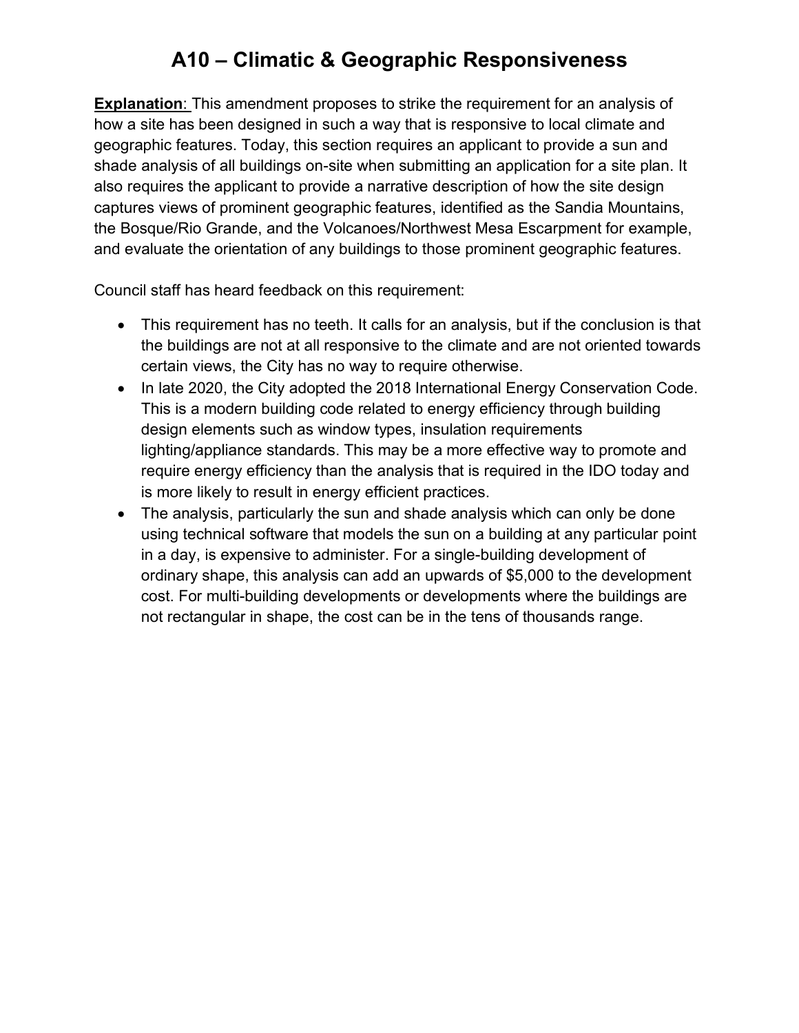# A10 – Climatic & Geographic Responsiveness

**Explanation**: This amendment proposes to strike the requirement for an analysis of how a site has been designed in such a way that is responsive to local climate and geographic features. Today, this section requires an applicant to provide a sun and shade analysis of all buildings on-site when submitting an application for a site plan. It also requires the applicant to provide a narrative description of how the site design captures views of prominent geographic features, identified as the Sandia Mountains, the Bosque/Rio Grande, and the Volcanoes/Northwest Mesa Escarpment for example, and evaluate the orientation of any buildings to those prominent geographic features.

Council staff has heard feedback on this requirement:

- This requirement has no teeth. It calls for an analysis, but if the conclusion is that the buildings are not at all responsive to the climate and are not oriented towards certain views, the City has no way to require otherwise.
- In late 2020, the City adopted the 2018 International Energy Conservation Code. This is a modern building code related to energy efficiency through building design elements such as window types, insulation requirements lighting/appliance standards. This may be a more effective way to promote and require energy efficiency than the analysis that is required in the IDO today and is more likely to result in energy efficient practices.
- The analysis, particularly the sun and shade analysis which can only be done using technical software that models the sun on a building at any particular point in a day, is expensive to administer. For a single-building development of ordinary shape, this analysis can add an upwards of $5,000 to the development cost. For multi-building developments or developments where the buildings are not rectangular in shape, the cost can be in the tens of thousands range.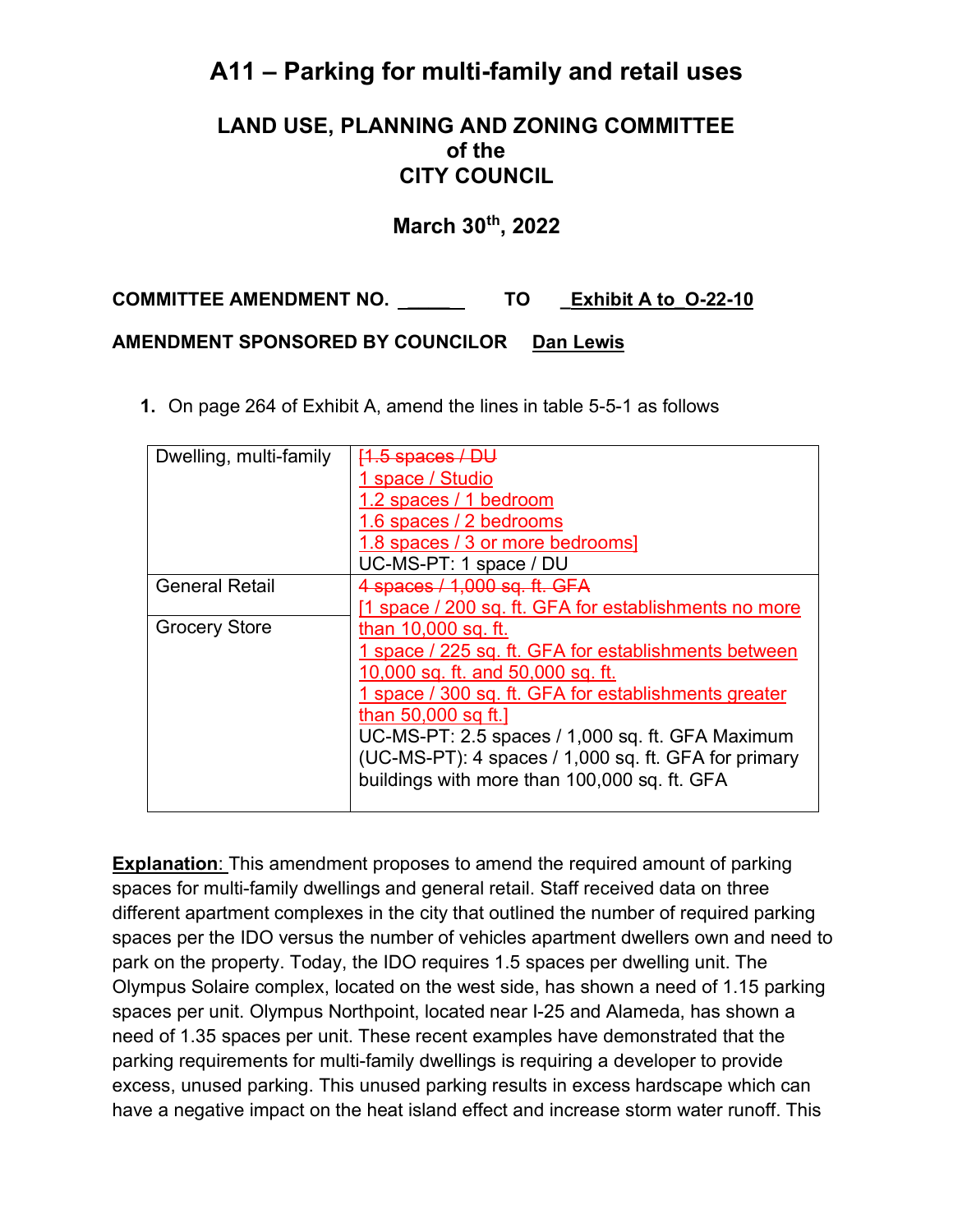# A11 – Parking for multi-family and retail uses

## LAND USE, PLANNING AND ZONING COMMITTEE
## of the
## CITY COUNCIL

## March 30th, 2022

**COMMITTEE AMENDMENT NO. ______ TO Exhibit A to O-22-10**

**AMENDMENT SPONSORED BY COUNCILOR Dan Lewis**

1. On page 264 of Exhibit A, amend the lines in table 5-5-1 as follows

| | |
|---|---|
| Dwelling, multi-family | ~~[1.5 spaces / DU~~<br>1 space / Studio<br>1.2 spaces / 1 bedroom<br>1.6 spaces / 2 bedrooms<br>1.8 spaces / 3 or more bedrooms]<br>UC-MS-PT: 1 space / DU |
| General Retail<br><br>Grocery Store | ~~4 spaces / 1,000 sq. ft. GFA~~<br>[1 space / 200 sq. ft. GFA for establishments no more than 10,000 sq. ft.<br>1 space / 225 sq. ft. GFA for establishments between 10,000 sq. ft. and 50,000 sq. ft.<br>1 space / 300 sq. ft. GFA for establishments greater than 50,000 sq ft.]<br>UC-MS-PT: 2.5 spaces / 1,000 sq. ft. GFA Maximum (UC-MS-PT): 4 spaces / 1,000 sq. ft. GFA for primary buildings with more than 100,000 sq. ft. GFA |

**Explanation**: This amendment proposes to amend the required amount of parking spaces for multi-family dwellings and general retail. Staff received data on three different apartment complexes in the city that outlined the number of required parking spaces per the IDO versus the number of vehicles apartment dwellers own and need to park on the property. Today, the IDO requires 1.5 spaces per dwelling unit. The Olympus Solaire complex, located on the west side, has shown a need of 1.15 parking spaces per unit. Olympus Northpoint, located near I-25 and Alameda, has shown a need of 1.35 spaces per unit. These recent examples have demonstrated that the parking requirements for multi-family dwellings is requiring a developer to provide excess, unused parking. This unused parking results in excess hardscape which can have a negative impact on the heat island effect and increase storm water runoff. This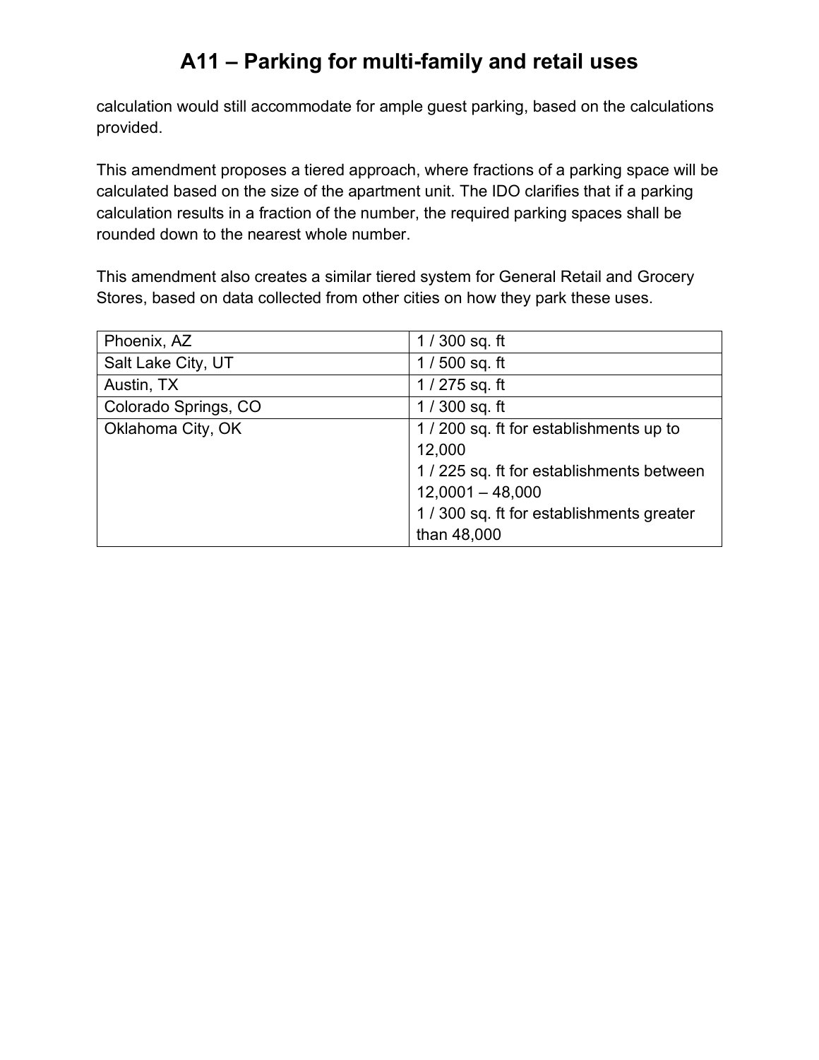# A11 – Parking for multi-family and retail uses

calculation would still accommodate for ample guest parking, based on the calculations provided.

This amendment proposes a tiered approach, where fractions of a parking space will be calculated based on the size of the apartment unit. The IDO clarifies that if a parking calculation results in a fraction of the number, the required parking spaces shall be rounded down to the nearest whole number.

This amendment also creates a similar tiered system for General Retail and Grocery Stores, based on data collected from other cities on how they park these uses.

| | |
|---|---|
| Phoenix, AZ | 1 / 300 sq. ft |
| Salt Lake City, UT | 1 / 500 sq. ft |
| Austin, TX | 1 / 275 sq. ft |
| Colorado Springs, CO | 1 / 300 sq. ft |
| Oklahoma City, OK | 1 / 200 sq. ft for establishments up to 12,000<br>1 / 225 sq. ft for establishments between 12,0001 – 48,000<br>1 / 300 sq. ft for establishments greater than 48,000 |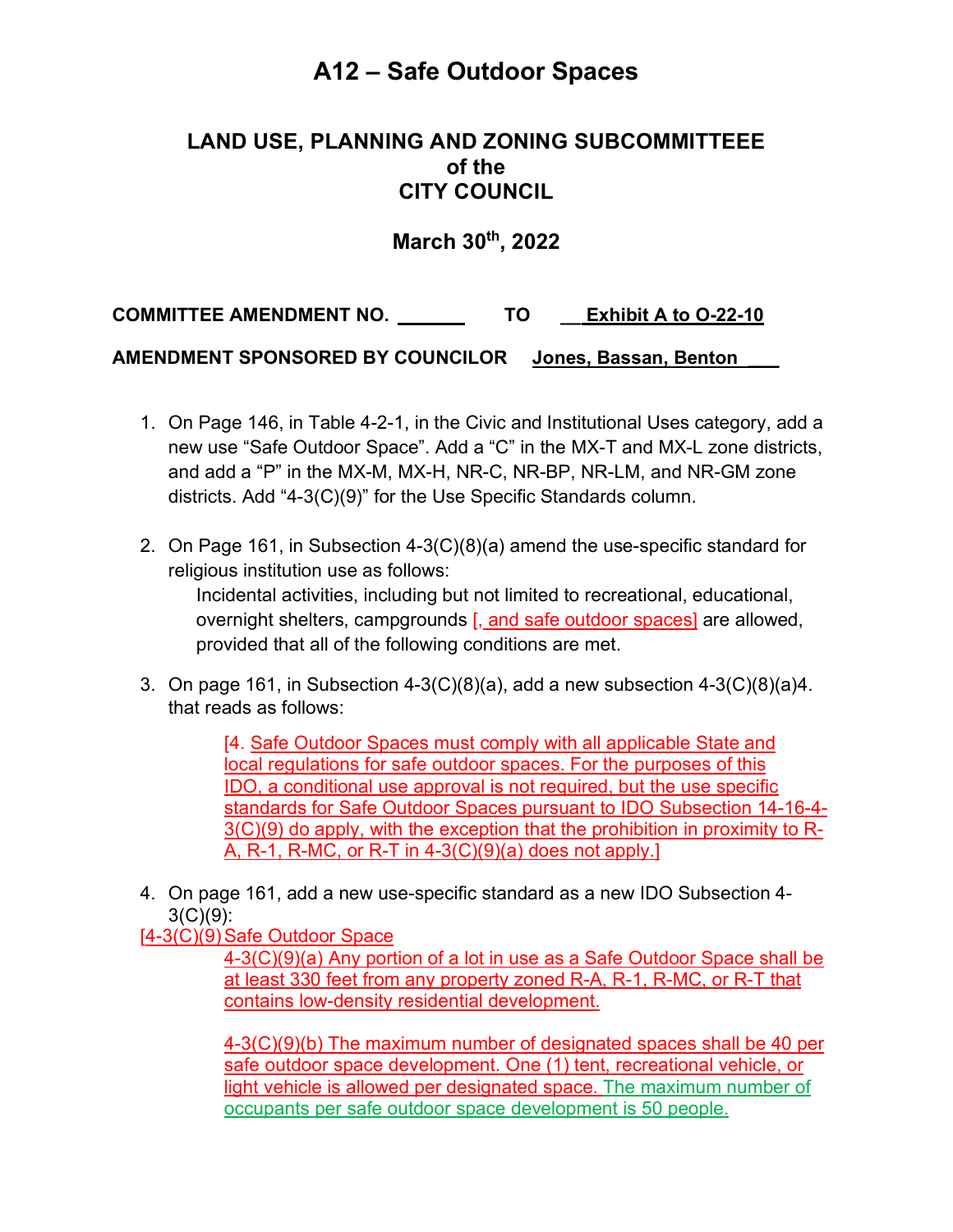# A12 – Safe Outdoor Spaces

## LAND USE, PLANNING AND ZONING SUBCOMMITTEEE of the CITY COUNCIL

## March 30th, 2022

**COMMITTEE AMENDMENT NO. \_\_\_\_\_\_ TO \_\_Exhibit A to O-22-10**

**AMENDMENT SPONSORED BY COUNCILOR Jones, Bassan, Benton \_\_\_**

1. On Page 146, in Table 4-2-1, in the Civic and Institutional Uses category, add a new use "Safe Outdoor Space". Add a "C" in the MX-T and MX-L zone districts, and add a "P" in the MX-M, MX-H, NR-C, NR-BP, NR-LM, and NR-GM zone districts. Add "4-3(C)(9)" for the Use Specific Standards column.

2. On Page 161, in Subsection 4-3(C)(8)(a) amend the use-specific standard for religious institution use as follows:

   Incidental activities, including but not limited to recreational, educational, overnight shelters, campgrounds [, and safe outdoor spaces] are allowed, provided that all of the following conditions are met.

3. On page 161, in Subsection 4-3(C)(8)(a), add a new subsection 4-3(C)(8)(a)4. that reads as follows:

   [4. Safe Outdoor Spaces must comply with all applicable State and local regulations for safe outdoor spaces. For the purposes of this IDO, a conditional use approval is not required, but the use specific standards for Safe Outdoor Spaces pursuant to IDO Subsection 14-16-4-3(C)(9) do apply, with the exception that the prohibition in proximity to R-A, R-1, R-MC, or R-T in 4-3(C)(9)(a) does not apply.]

4. On page 161, add a new use-specific standard as a new IDO Subsection 4-3(C)(9):

[4-3(C)(9) Safe Outdoor Space

4-3(C)(9)(a) Any portion of a lot in use as a Safe Outdoor Space shall be at least 330 feet from any property zoned R-A, R-1, R-MC, or R-T that contains low-density residential development.

4-3(C)(9)(b) The maximum number of designated spaces shall be 40 per safe outdoor space development. One (1) tent, recreational vehicle, or light vehicle is allowed per designated space. The maximum number of occupants per safe outdoor space development is 50 people.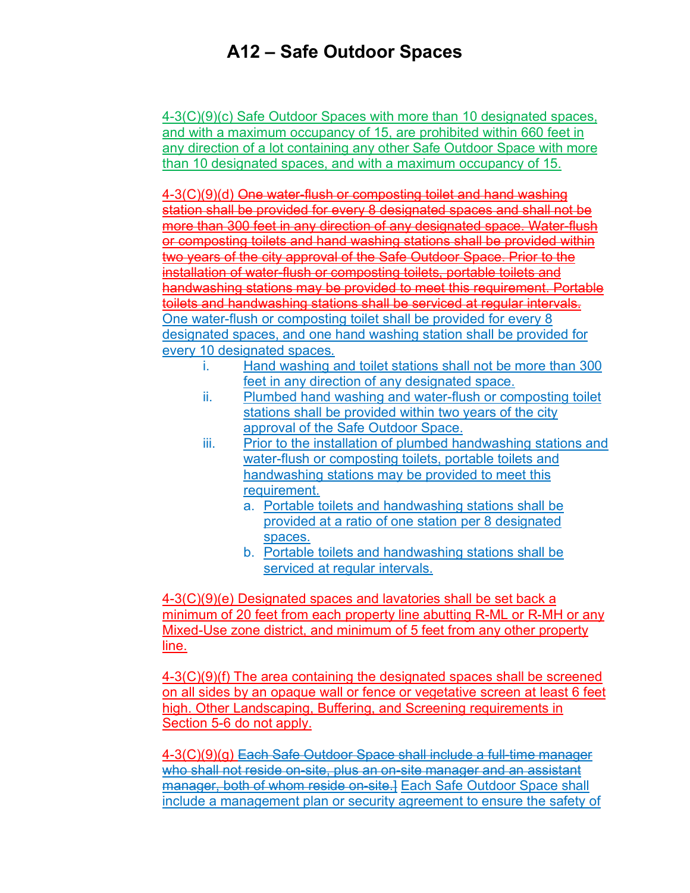# A12 – Safe Outdoor Spaces

4-3(C)(9)(c) Safe Outdoor Spaces with more than 10 designated spaces, and with a maximum occupancy of 15, are prohibited within 660 feet in any direction of a lot containing any other Safe Outdoor Space with more than 10 designated spaces, and with a maximum occupancy of 15.

4-3(C)(9)(d) ~~One water-flush or composting toilet and hand washing station shall be provided for every 8 designated spaces and shall not be more than 300 feet in any direction of any designated space. Water-flush or composting toilets and hand washing stations shall be provided within two years of the city approval of the Safe Outdoor Space. Prior to the installation of water-flush or composting toilets, portable toilets and handwashing stations may be provided to meet this requirement. Portable toilets and handwashing stations shall be serviced at regular intervals.~~ One water-flush or composting toilet shall be provided for every 8 designated spaces, and one hand washing station shall be provided for every 10 designated spaces.

- i. Hand washing and toilet stations shall not be more than 300 feet in any direction of any designated space.
- ii. Plumbed hand washing and water-flush or composting toilet stations shall be provided within two years of the city approval of the Safe Outdoor Space.
- iii. Prior to the installation of plumbed handwashing stations and water-flush or composting toilets, portable toilets and handwashing stations may be provided to meet this requirement.
  - a. Portable toilets and handwashing stations shall be provided at a ratio of one station per 8 designated spaces.
  - b. Portable toilets and handwashing stations shall be serviced at regular intervals.

4-3(C)(9)(e) Designated spaces and lavatories shall be set back a minimum of 20 feet from each property line abutting R-ML or R-MH or any Mixed-Use zone district, and minimum of 5 feet from any other property line.

4-3(C)(9)(f) The area containing the designated spaces shall be screened on all sides by an opaque wall or fence or vegetative screen at least 6 feet high. Other Landscaping, Buffering, and Screening requirements in Section 5-6 do not apply.

4-3(C)(9)(g) ~~Each Safe Outdoor Space shall include a full-time manager who shall not reside on-site, plus an on-site manager and an assistant manager, both of whom reside on-site.]~~ Each Safe Outdoor Space shall include a management plan or security agreement to ensure the safety of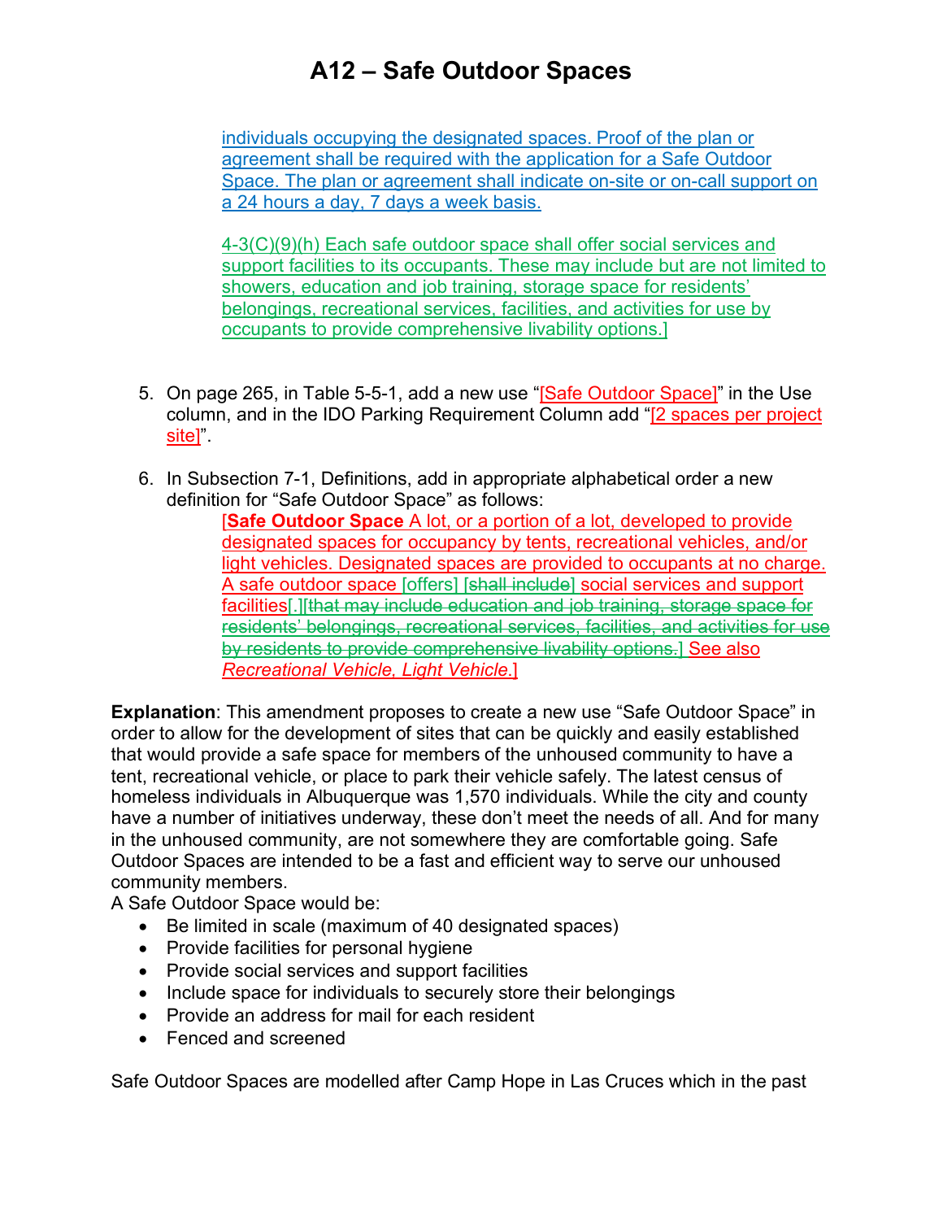# A12 – Safe Outdoor Spaces

individuals occupying the designated spaces. Proof of the plan or agreement shall be required with the application for a Safe Outdoor Space. The plan or agreement shall indicate on-site or on-call support on a 24 hours a day, 7 days a week basis.

4-3(C)(9)(h) Each safe outdoor space shall offer social services and support facilities to its occupants. These may include but are not limited to showers, education and job training, storage space for residents' belongings, recreational services, facilities, and activities for use by occupants to provide comprehensive livability options.]

5. On page 265, in Table 5-5-1, add a new use "[Safe Outdoor Space]" in the Use column, and in the IDO Parking Requirement Column add "[2 spaces per project site]".

6. In Subsection 7-1, Definitions, add in appropriate alphabetical order a new definition for "Safe Outdoor Space" as follows:

   [**Safe Outdoor Space** A lot, or a portion of a lot, developed to provide designated spaces for occupancy by tents, recreational vehicles, and/or light vehicles. Designated spaces are provided to occupants at no charge. A safe outdoor space [offers] [~~shall include~~] social services and support facilities[.][~~that may include education and job training, storage space for residents' belongings, recreational services, facilities, and activities for use by residents to provide comprehensive livability options.~~] See also *Recreational Vehicle, Light Vehicle.*]

**Explanation**: This amendment proposes to create a new use "Safe Outdoor Space" in order to allow for the development of sites that can be quickly and easily established that would provide a safe space for members of the unhoused community to have a tent, recreational vehicle, or place to park their vehicle safely. The latest census of homeless individuals in Albuquerque was 1,570 individuals. While the city and county have a number of initiatives underway, these don't meet the needs of all. And for many in the unhoused community, are not somewhere they are comfortable going. Safe Outdoor Spaces are intended to be a fast and efficient way to serve our unhoused community members.

A Safe Outdoor Space would be:

- Be limited in scale (maximum of 40 designated spaces)
- Provide facilities for personal hygiene
- Provide social services and support facilities
- Include space for individuals to securely store their belongings
- Provide an address for mail for each resident
- Fenced and screened

Safe Outdoor Spaces are modelled after Camp Hope in Las Cruces which in the past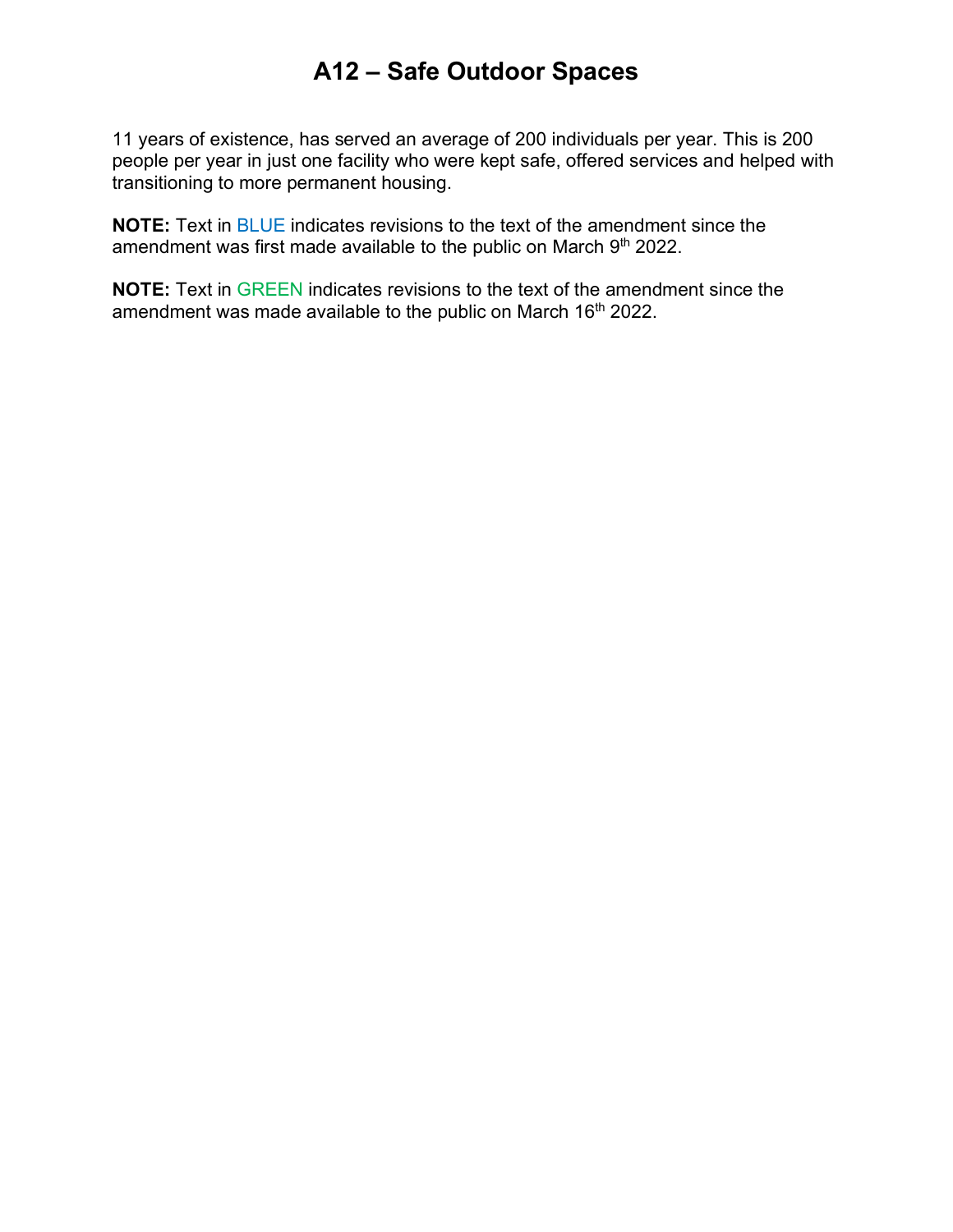# A12 – Safe Outdoor Spaces

11 years of existence, has served an average of 200 individuals per year. This is 200 people per year in just one facility who were kept safe, offered services and helped with transitioning to more permanent housing.

**NOTE:** Text in BLUE indicates revisions to the text of the amendment since the amendment was first made available to the public on March 9th 2022.

**NOTE:** Text in GREEN indicates revisions to the text of the amendment since the amendment was made available to the public on March 16th 2022.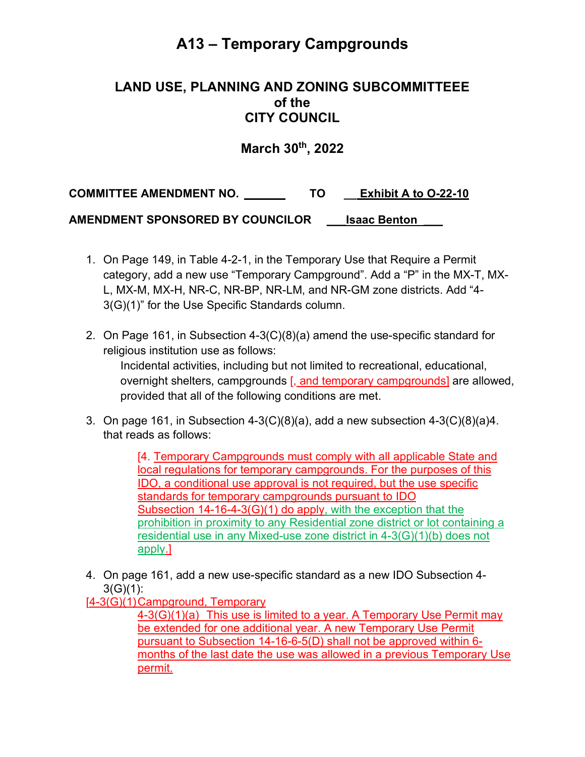# A13 – Temporary Campgrounds

## LAND USE, PLANNING AND ZONING SUBCOMMITTEEE of the CITY COUNCIL

## March 30th, 2022

**COMMITTEE AMENDMENT NO. ______ TO __Exhibit A to O-22-10**

**AMENDMENT SPONSORED BY COUNCILOR ___Isaac Benton____**

1. On Page 149, in Table 4-2-1, in the Temporary Use that Require a Permit category, add a new use “Temporary Campground”. Add a “P” in the MX-T, MX-L, MX-M, MX-H, NR-C, NR-BP, NR-LM, and NR-GM zone districts. Add “4-3(G)(1)” for the Use Specific Standards column.

2. On Page 161, in Subsection 4-3(C)(8)(a) amend the use-specific standard for religious institution use as follows:

   Incidental activities, including but not limited to recreational, educational, overnight shelters, campgrounds [, and temporary campgrounds] are allowed, provided that all of the following conditions are met.

3. On page 161, in Subsection 4-3(C)(8)(a), add a new subsection 4-3(C)(8)(a)4. that reads as follows:

   [4. Temporary Campgrounds must comply with all applicable State and local regulations for temporary campgrounds. For the purposes of this IDO, a conditional use approval is not required, but the use specific standards for temporary campgrounds pursuant to IDO Subsection 14-16-4-3(G)(1) do apply, with the exception that the prohibition in proximity to any Residential zone district or lot containing a residential use in any Mixed-use zone district in 4-3(G)(1)(b) does not apply.]

4. On page 161, add a new use-specific standard as a new IDO Subsection 4-3(G)(1):

[4-3(G)(1) Campground, Temporary

   4-3(G)(1)(a) This use is limited to a year. A Temporary Use Permit may be extended for one additional year. A new Temporary Use Permit pursuant to Subsection 14-16-6-5(D) shall not be approved within 6-months of the last date the use was allowed in a previous Temporary Use permit.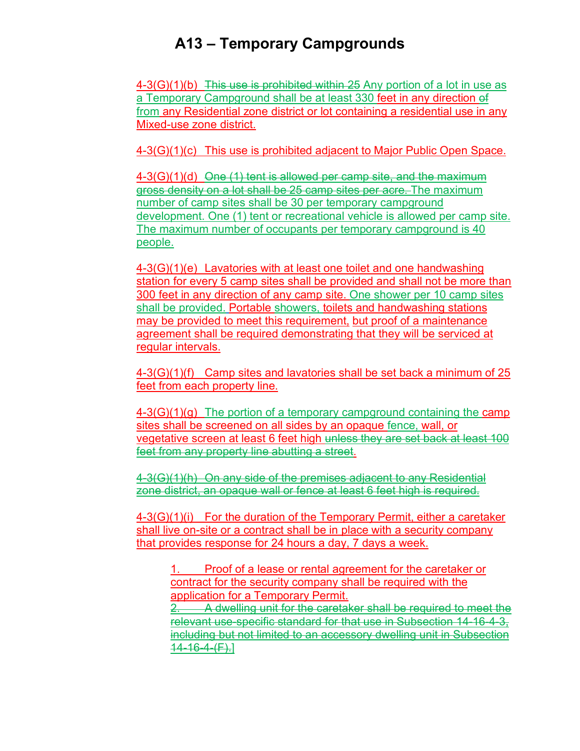# A13 – Temporary Campgrounds

4-3(G)(1)(b) ~~This use is prohibited within 25~~ Any portion of a lot in use as a Temporary Campground shall be at least 330 feet in any direction ~~of~~ from any Residential zone district or lot containing a residential use in any Mixed-use zone district.

4-3(G)(1)(c) This use is prohibited adjacent to Major Public Open Space.

4-3(G)(1)(d) ~~One (1) tent is allowed per camp site, and the maximum gross density on a lot shall be 25 camp sites per acre.~~ The maximum number of camp sites shall be 30 per temporary campground development. One (1) tent or recreational vehicle is allowed per camp site. The maximum number of occupants per temporary campground is 40 people.

4-3(G)(1)(e) Lavatories with at least one toilet and one handwashing station for every 5 camp sites shall be provided and shall not be more than 300 feet in any direction of any camp site. One shower per 10 camp sites shall be provided. Portable showers, toilets and handwashing stations may be provided to meet this requirement, but proof of a maintenance agreement shall be required demonstrating that they will be serviced at regular intervals.

4-3(G)(1)(f) Camp sites and lavatories shall be set back a minimum of 25 feet from each property line.

4-3(G)(1)(g) The portion of a temporary campground containing the camp sites shall be screened on all sides by an opaque fence, wall, or vegetative screen at least 6 feet high ~~unless they are set back at least 100 feet from any property line abutting a street~~.

~~4-3(G)(1)(h) On any side of the premises adjacent to any Residential zone district, an opaque wall or fence at least 6 feet high is required.~~

4-3(G)(1)(i) For the duration of the Temporary Permit, either a caretaker shall live on-site or a contract shall be in place with a security company that provides response for 24 hours a day, 7 days a week.

1. Proof of a lease or rental agreement for the caretaker or contract for the security company shall be required with the application for a Temporary Permit.
2. ~~A dwelling unit for the caretaker shall be required to meet the relevant use-specific standard for that use in Subsection 14-16-4-3, including but not limited to an accessory dwelling unit in Subsection 14-16-4-(F).]~~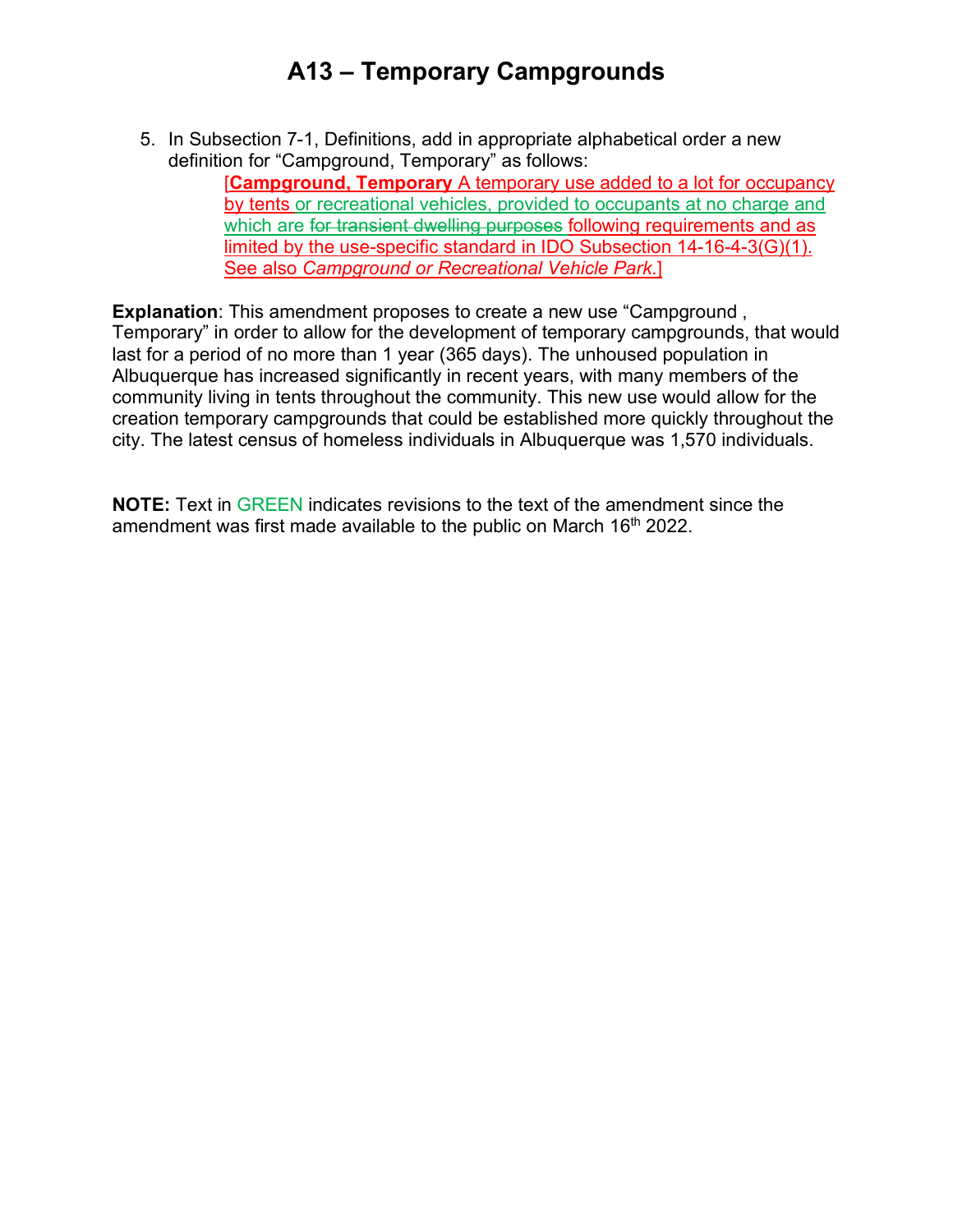# A13 – Temporary Campgrounds

5. In Subsection 7-1, Definitions, add in appropriate alphabetical order a new definition for "Campground, Temporary" as follows:

   [**Campground, Temporary** A temporary use added to a lot for occupancy by tents or recreational vehicles, provided to occupants at no charge and which are ~~for transient dwelling purposes~~ following requirements and as limited by the use-specific standard in IDO Subsection 14-16-4-3(G)(1). See also *Campground or Recreational Vehicle Park*.]

**Explanation**: This amendment proposes to create a new use "Campground , Temporary" in order to allow for the development of temporary campgrounds, that would last for a period of no more than 1 year (365 days). The unhoused population in Albuquerque has increased significantly in recent years, with many members of the community living in tents throughout the community. This new use would allow for the creation temporary campgrounds that could be established more quickly throughout the city. The latest census of homeless individuals in Albuquerque was 1,570 individuals.

**NOTE:** Text in GREEN indicates revisions to the text of the amendment since the amendment was first made available to the public on March 16th 2022.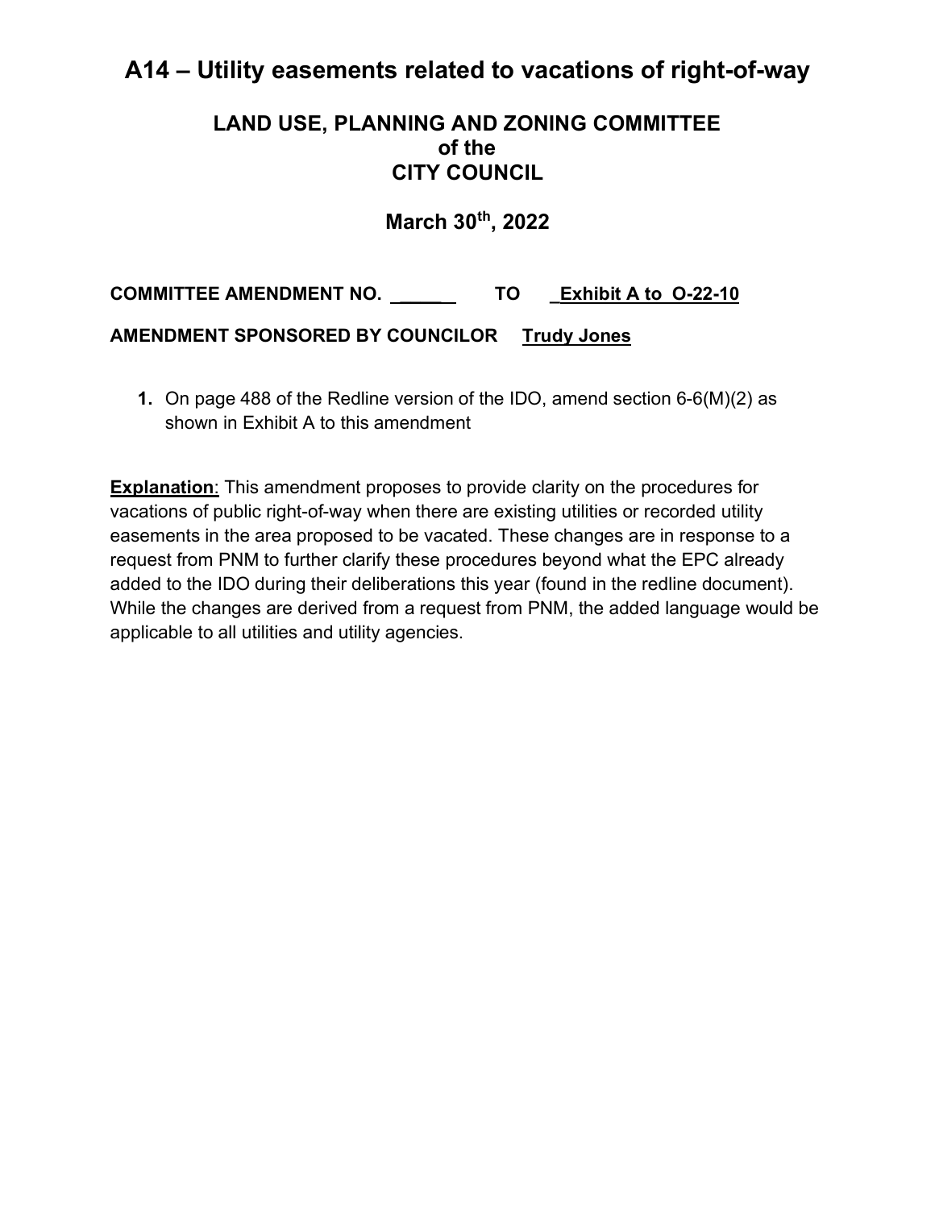# A14 – Utility easements related to vacations of right-of-way

## LAND USE, PLANNING AND ZONING COMMITTEE
## of the
## CITY COUNCIL

## March 30th, 2022

**COMMITTEE AMENDMENT NO. \_\_\_\_\_\_ TO Exhibit A to O-22-10**

**AMENDMENT SPONSORED BY COUNCILOR Trudy Jones**

1. On page 488 of the Redline version of the IDO, amend section 6-6(M)(2) as shown in Exhibit A to this amendment

**Explanation**: This amendment proposes to provide clarity on the procedures for vacations of public right-of-way when there are existing utilities or recorded utility easements in the area proposed to be vacated. These changes are in response to a request from PNM to further clarify these procedures beyond what the EPC already added to the IDO during their deliberations this year (found in the redline document). While the changes are derived from a request from PNM, the added language would be applicable to all utilities and utility agencies.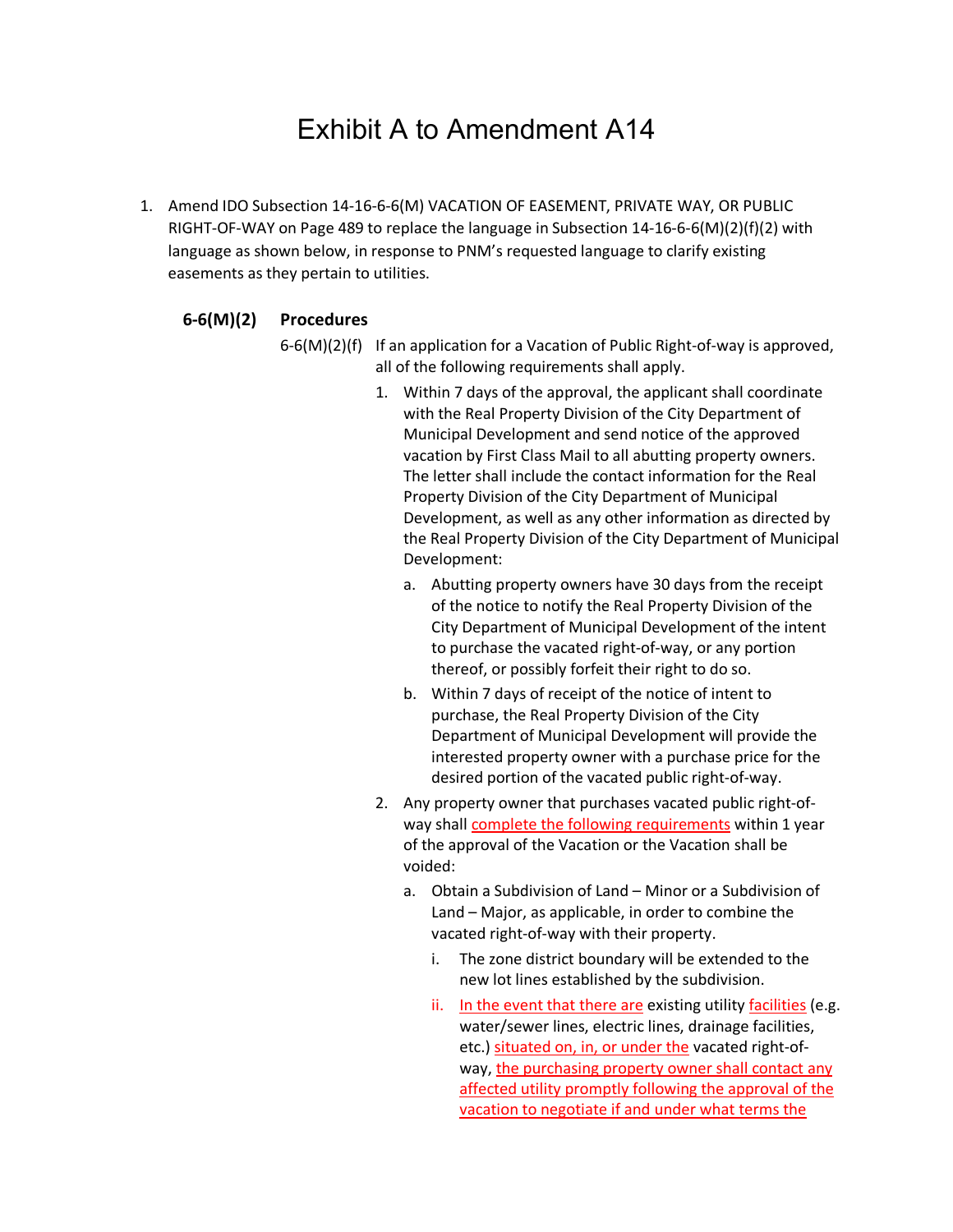# Exhibit A to Amendment A14

1. Amend IDO Subsection 14-16-6-6(M) VACATION OF EASEMENT, PRIVATE WAY, OR PUBLIC RIGHT-OF-WAY on Page 489 to replace the language in Subsection 14-16-6-6(M)(2)(f)(2) with language as shown below, in response to PNM's requested language to clarify existing easements as they pertain to utilities.

### 6-6(M)(2) Procedures

6-6(M)(2)(f) If an application for a Vacation of Public Right-of-way is approved, all of the following requirements shall apply.

1. Within 7 days of the approval, the applicant shall coordinate with the Real Property Division of the City Department of Municipal Development and send notice of the approved vacation by First Class Mail to all abutting property owners. The letter shall include the contact information for the Real Property Division of the City Department of Municipal Development, as well as any other information as directed by the Real Property Division of the City Department of Municipal Development:
   a. Abutting property owners have 30 days from the receipt of the notice to notify the Real Property Division of the City Department of Municipal Development of the intent to purchase the vacated right-of-way, or any portion thereof, or possibly forfeit their right to do so.
   b. Within 7 days of receipt of the notice of intent to purchase, the Real Property Division of the City Department of Municipal Development will provide the interested property owner with a purchase price for the desired portion of the vacated public right-of-way.
2. Any property owner that purchases vacated public right-of-way shall <u>complete the following requirements</u> within 1 year of the approval of the Vacation or the Vacation shall be voided:
   a. Obtain a Subdivision of Land – Minor or a Subdivision of Land – Major, as applicable, in order to combine the vacated right-of-way with their property.
      i. The zone district boundary will be extended to the new lot lines established by the subdivision.
      ii. <u>In the event that there are</u> existing utility <u>facilities</u> (e.g. water/sewer lines, electric lines, drainage facilities, etc.) <u>situated on, in, or under the</u> vacated right-of-way, <u>the purchasing property owner shall contact any affected utility promptly following the approval of the vacation to negotiate if and under what terms the</u>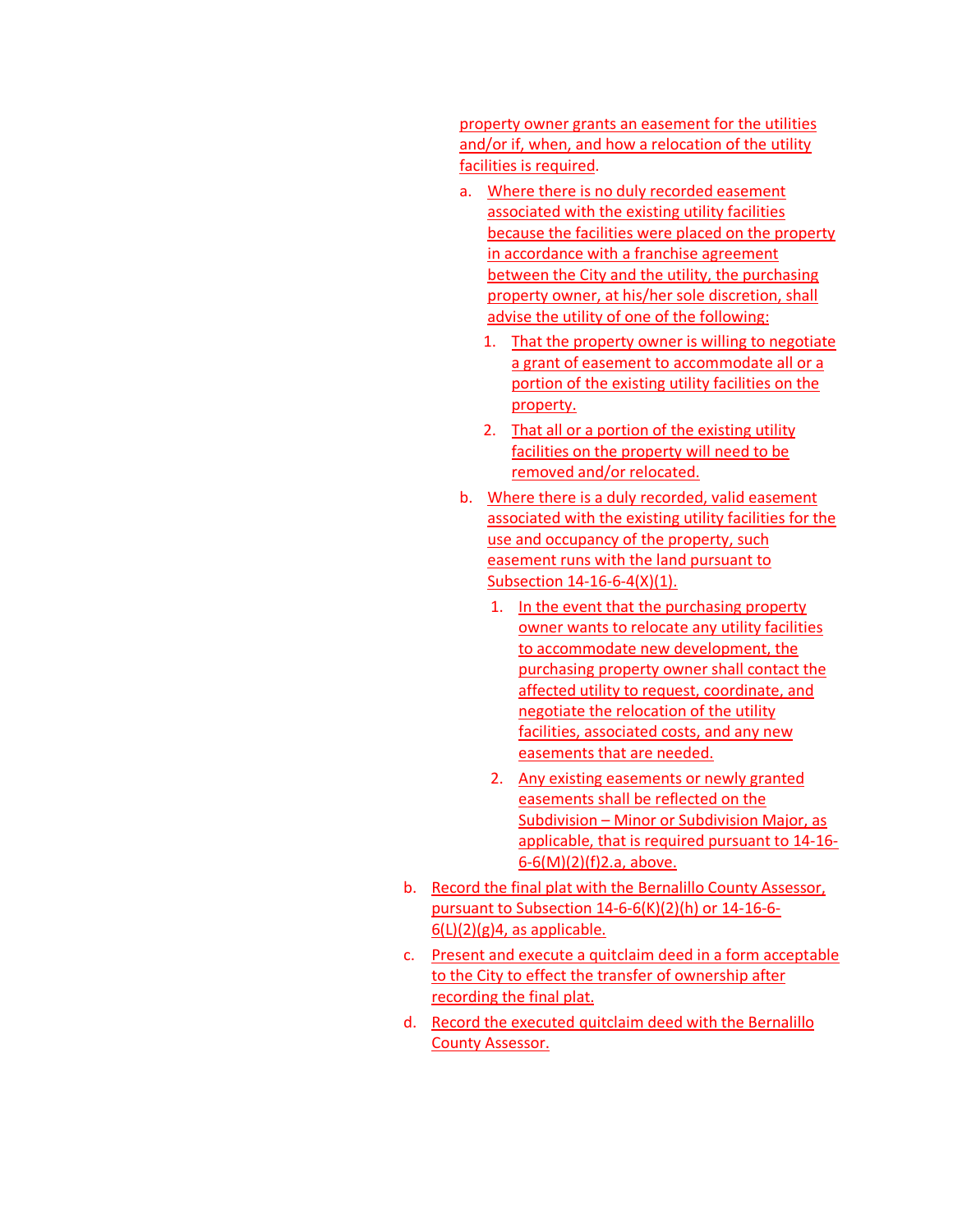property owner grants an easement for the utilities and/or if, when, and how a relocation of the utility facilities is required.

a. Where there is no duly recorded easement associated with the existing utility facilities because the facilities were placed on the property in accordance with a franchise agreement between the City and the utility, the purchasing property owner, at his/her sole discretion, shall advise the utility of one of the following:

   1. That the property owner is willing to negotiate a grant of easement to accommodate all or a portion of the existing utility facilities on the property.

   2. That all or a portion of the existing utility facilities on the property will need to be removed and/or relocated.

b. Where there is a duly recorded, valid easement associated with the existing utility facilities for the use and occupancy of the property, such easement runs with the land pursuant to Subsection 14-16-6-4(X)(1).

   1. In the event that the purchasing property owner wants to relocate any utility facilities to accommodate new development, the purchasing property owner shall contact the affected utility to request, coordinate, and negotiate the relocation of the utility facilities, associated costs, and any new easements that are needed.

   2. Any existing easements or newly granted easements shall be reflected on the Subdivision – Minor or Subdivision Major, as applicable, that is required pursuant to 14-16-6-6(M)(2)(f)2.a, above.

b. Record the final plat with the Bernalillo County Assessor, pursuant to Subsection 14-6-6(K)(2)(h) or 14-16-6-6(L)(2)(g)4, as applicable.

c. Present and execute a quitclaim deed in a form acceptable to the City to effect the transfer of ownership after recording the final plat.

d. Record the executed quitclaim deed with the Bernalillo County Assessor.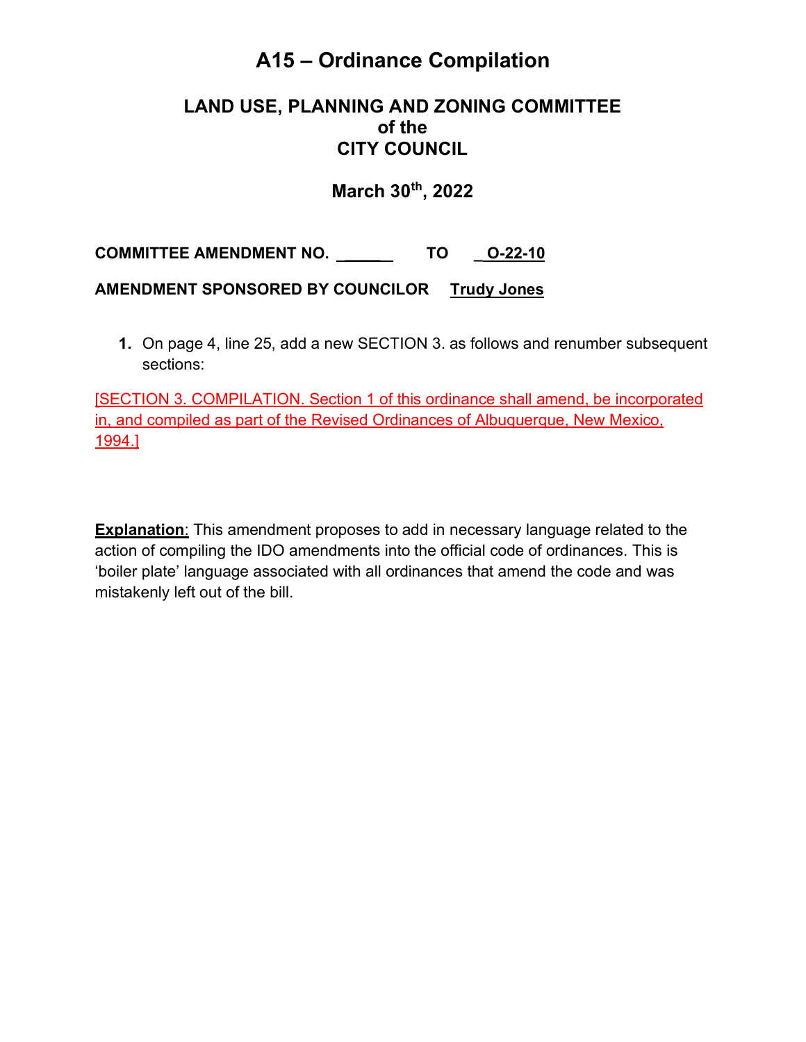# A15 – Ordinance Compilation

## LAND USE, PLANNING AND ZONING COMMITTEE
## of the
## CITY COUNCIL

## March 30th, 2022

**COMMITTEE AMENDMENT NO. ______ TO _O-22-10**

**AMENDMENT SPONSORED BY COUNCILOR Trudy Jones**

1. On page 4, line 25, add a new SECTION 3. as follows and renumber subsequent sections:

[SECTION 3. COMPILATION. Section 1 of this ordinance shall amend, be incorporated in, and compiled as part of the Revised Ordinances of Albuquerque, New Mexico, 1994.]

**Explanation**: This amendment proposes to add in necessary language related to the action of compiling the IDO amendments into the official code of ordinances. This is 'boiler plate' language associated with all ordinances that amend the code and was mistakenly left out of the bill.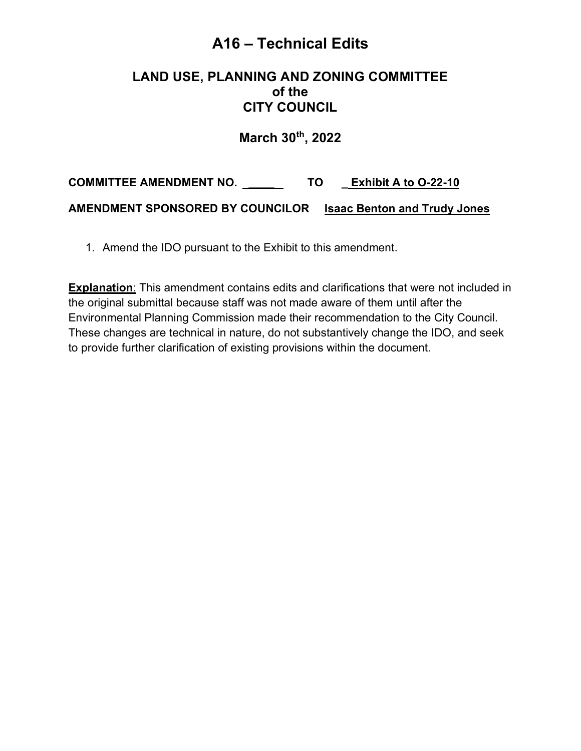# A16 – Technical Edits

## LAND USE, PLANNING AND ZONING COMMITTEE of the CITY COUNCIL

## March 30th, 2022

**COMMITTEE AMENDMENT NO. \_\_\_\_\_\_ TO \_Exhibit A to O-22-10**

**AMENDMENT SPONSORED BY COUNCILOR Isaac Benton and Trudy Jones**

1. Amend the IDO pursuant to the Exhibit to this amendment.

**Explanation**: This amendment contains edits and clarifications that were not included in the original submittal because staff was not made aware of them until after the Environmental Planning Commission made their recommendation to the City Council. These changes are technical in nature, do not substantively change the IDO, and seek to provide further clarification of existing provisions within the document.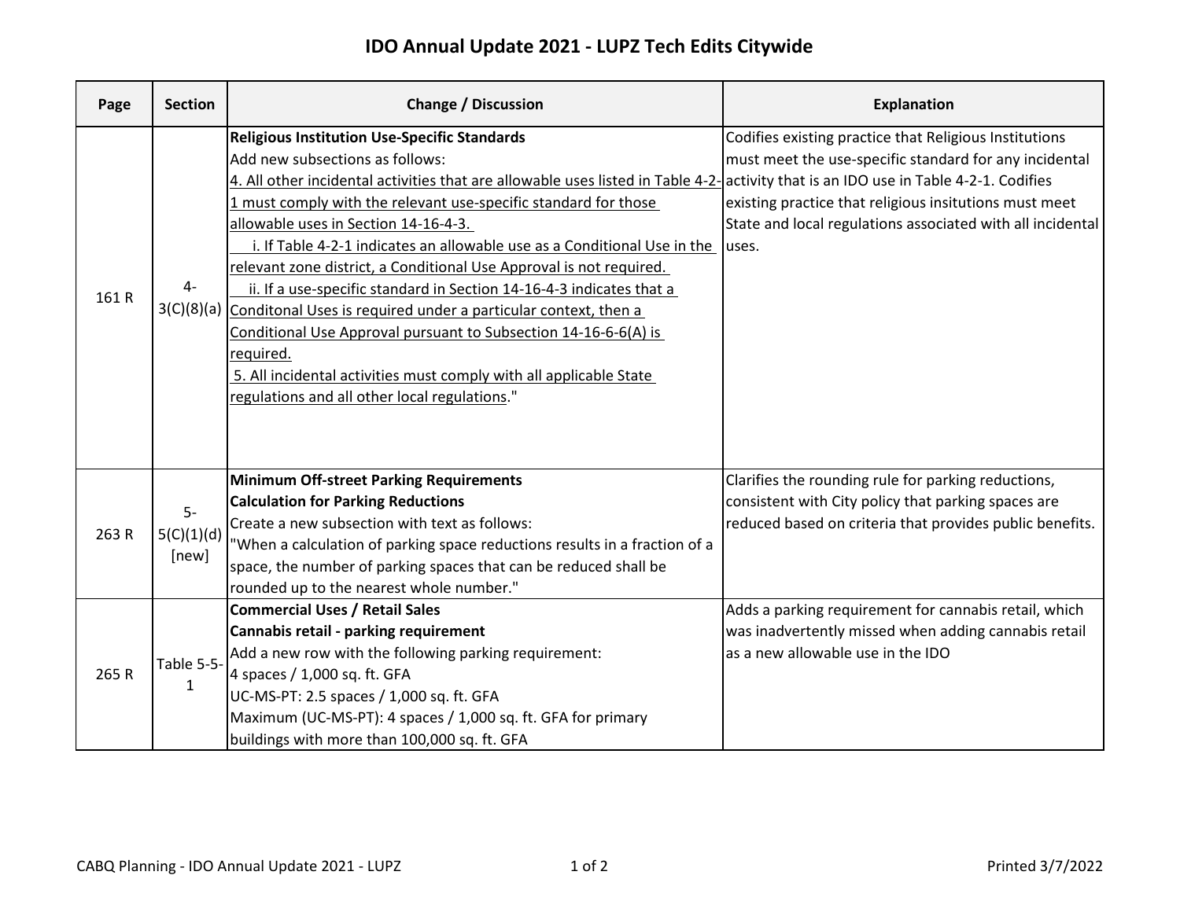# IDO Annual Update 2021 - LUPZ Tech Edits Citywide

| Page | Section | Change / Discussion | Explanation |
|---|---|---|---|
| 161 R | 4-3(C)(8)(a) | **Religious Institution Use-Specific Standards**<br>Add new subsections as follows:<br><u>4. All other incidental activities that are allowable uses listed in Table 4-2-1 must comply with the relevant use-specific standard for those allowable uses in Section 14-16-4-3.</u><br><u>i. If Table 4-2-1 indicates an allowable use as a Conditional Use in the relevant zone district, a Conditional Use Approval is not required.</u><br><u>ii. If a use-specific standard in Section 14-16-4-3 indicates that a Conditonal Uses is required under a particular context, then a Conditional Use Approval pursuant to Subsection 14-16-6-6(A) is required.</u><br><u>5. All incidental activities must comply with all applicable State regulations and all other local regulations</u>." | Codifies existing practice that Religious Institutions must meet the use-specific standard for any incidental activity that is an IDO use in Table 4-2-1. Codifies existing practice that religious insitutions must meet State and local regulations associated with all incidental uses. |
| 263 R | 5-5(C)(1)(d) [new] | **Minimum Off-street Parking Requirements**<br>**Calculation for Parking Reductions**<br>Create a new subsection with text as follows:<br>"When a calculation of parking space reductions results in a fraction of a space, the number of parking spaces that can be reduced shall be rounded up to the nearest whole number." | Clarifies the rounding rule for parking reductions, consistent with City policy that parking spaces are reduced based on criteria that provides public benefits. |
| 265 R | Table 5-5-1 | **Commercial Uses / Retail Sales**<br>**Cannabis retail - parking requirement**<br>Add a new row with the following parking requirement:<br>4 spaces / 1,000 sq. ft. GFA<br>UC-MS-PT: 2.5 spaces / 1,000 sq. ft. GFA<br>Maximum (UC-MS-PT): 4 spaces / 1,000 sq. ft. GFA for primary buildings with more than 100,000 sq. ft. GFA | Adds a parking requirement for cannabis retail, which was inadvertently missed when adding cannabis retail as a new allowable use in the IDO |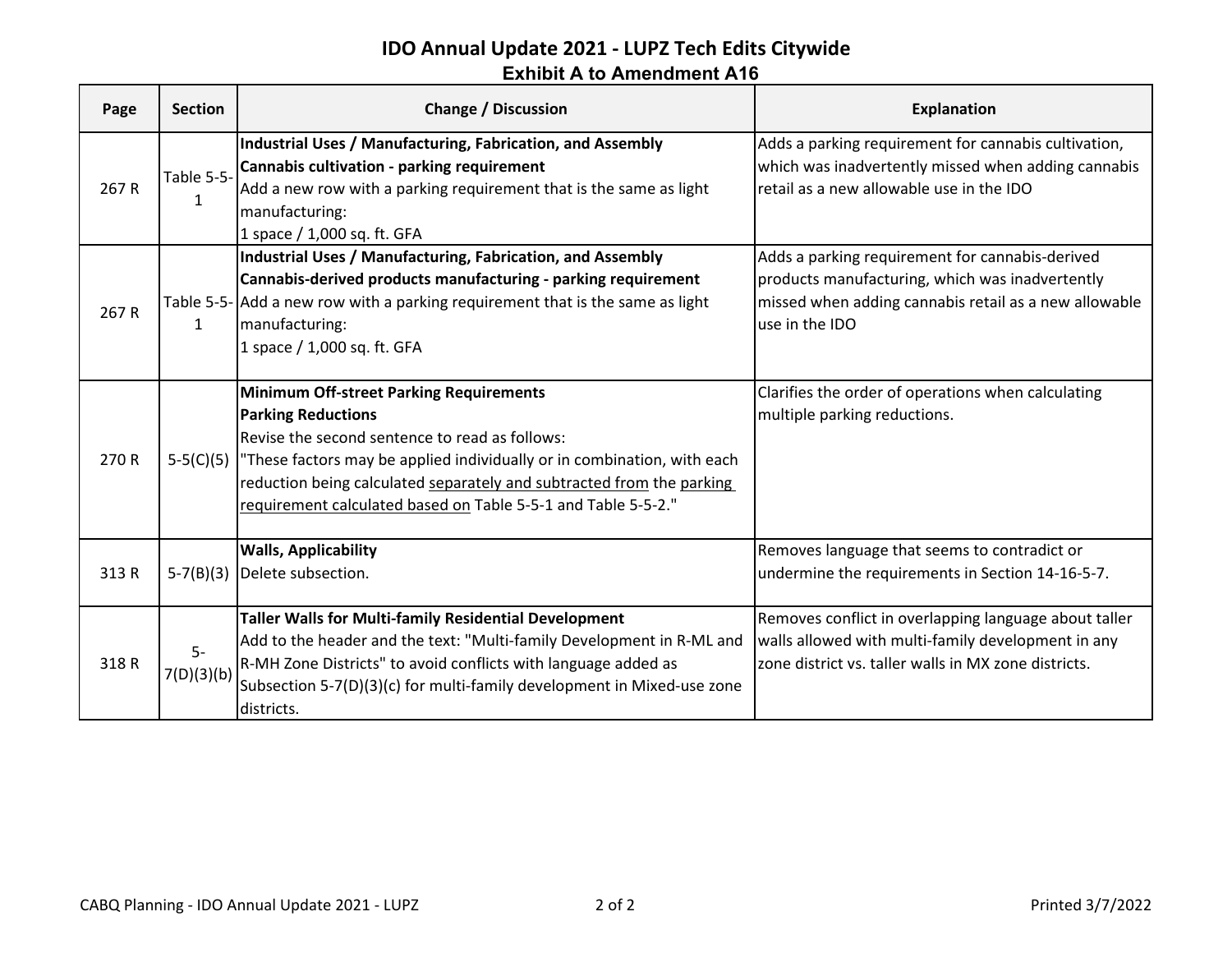# IDO Annual Update 2021 - LUPZ Tech Edits Citywide

## Exhibit A to Amendment A16

| Page | Section | Change / Discussion | Explanation |
|---|---|---|---|
| 267 R | Table 5-5-1 | **Industrial Uses / Manufacturing, Fabrication, and Assembly** **Cannabis cultivation - parking requirement** Add a new row with a parking requirement that is the same as light manufacturing: 1 space / 1,000 sq. ft. GFA | Adds a parking requirement for cannabis cultivation, which was inadvertently missed when adding cannabis retail as a new allowable use in the IDO |
| 267 R | Table 5-5-1 | **Industrial Uses / Manufacturing, Fabrication, and Assembly** **Cannabis-derived products manufacturing - parking requirement** Add a new row with a parking requirement that is the same as light manufacturing: 1 space / 1,000 sq. ft. GFA | Adds a parking requirement for cannabis-derived products manufacturing, which was inadvertently missed when adding cannabis retail as a new allowable use in the IDO |
| 270 R | 5-5(C)(5) | **Minimum Off-street Parking Requirements** **Parking Reductions** Revise the second sentence to read as follows: "These factors may be applied individually or in combination, with each reduction being calculated <u>separately and subtracted from</u> the <u>parking requirement calculated based on</u> Table 5-5-1 and Table 5-5-2." | Clarifies the order of operations when calculating multiple parking reductions. |
| 313 R | 5-7(B)(3) | **Walls, Applicability** Delete subsection. | Removes language that seems to contradict or undermine the requirements in Section 14-16-5-7. |
| 318 R | 5-7(D)(3)(b) | **Taller Walls for Multi-family Residential Development** Add to the header and the text: "Multi-family Development in R-ML and R-MH Zone Districts" to avoid conflicts with language added as Subsection 5-7(D)(3)(c) for multi-family development in Mixed-use zone districts. | Removes conflict in overlapping language about taller walls allowed with multi-family development in any zone district vs. taller walls in MX zone districts. |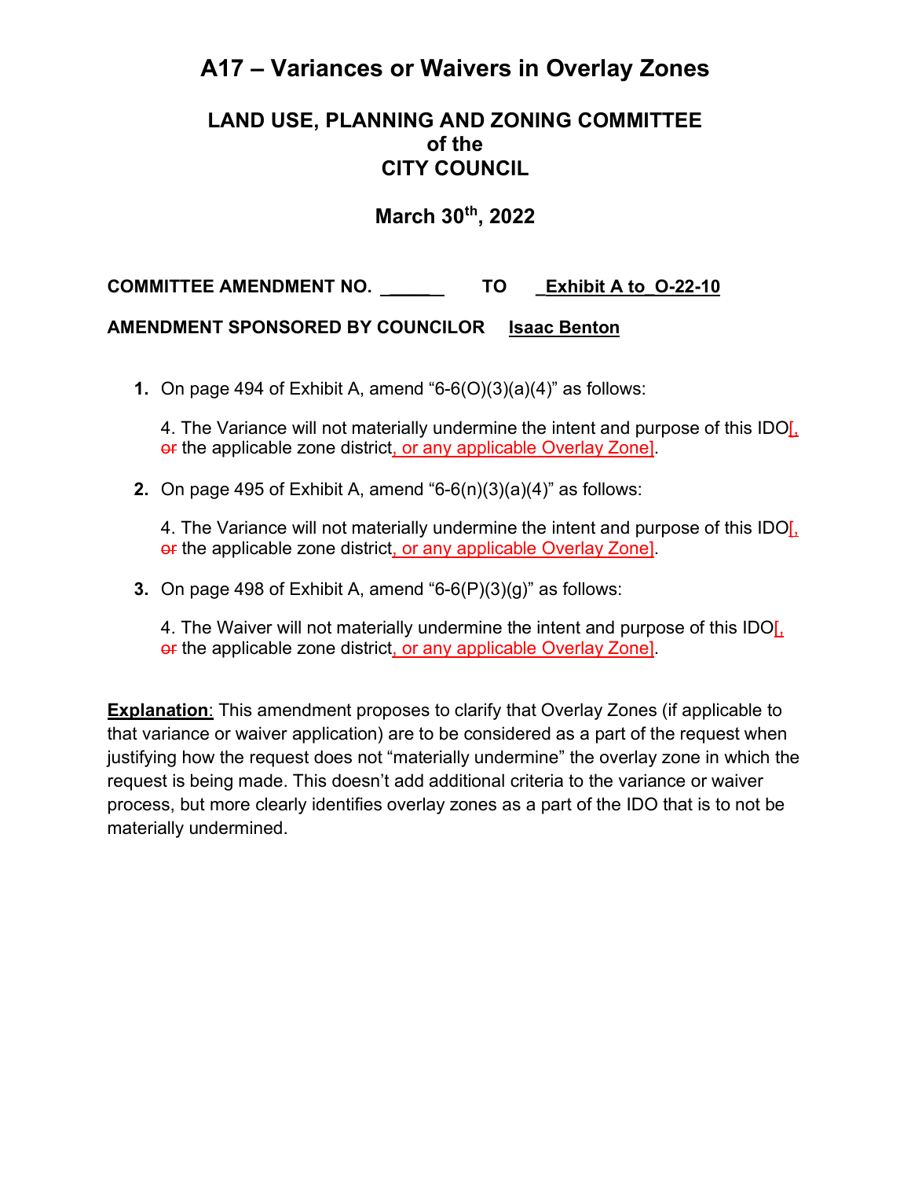# A17 – Variances or Waivers in Overlay Zones

## LAND USE, PLANNING AND ZONING COMMITTEE
## of the
## CITY COUNCIL

## March 30th, 2022

**COMMITTEE AMENDMENT NO. \_\_\_\_\_\_ TO Exhibit A to O-22-10**

**AMENDMENT SPONSORED BY COUNCILOR Isaac Benton**

1. On page 494 of Exhibit A, amend "6-6(O)(3)(a)(4)" as follows:

   4. The Variance will not materially undermine the intent and purpose of this IDO[, ~~or~~ the applicable zone district, or any applicable Overlay Zone].

2. On page 495 of Exhibit A, amend "6-6(n)(3)(a)(4)" as follows:

   4. The Variance will not materially undermine the intent and purpose of this IDO[, ~~or~~ the applicable zone district, or any applicable Overlay Zone].

3. On page 498 of Exhibit A, amend "6-6(P)(3)(g)" as follows:

   4. The Waiver will not materially undermine the intent and purpose of this IDO[, ~~or~~ the applicable zone district, or any applicable Overlay Zone].

**Explanation**: This amendment proposes to clarify that Overlay Zones (if applicable to that variance or waiver application) are to be considered as a part of the request when justifying how the request does not "materially undermine" the overlay zone in which the request is being made. This doesn't add additional criteria to the variance or waiver process, but more clearly identifies overlay zones as a part of the IDO that is to not be materially undermined.